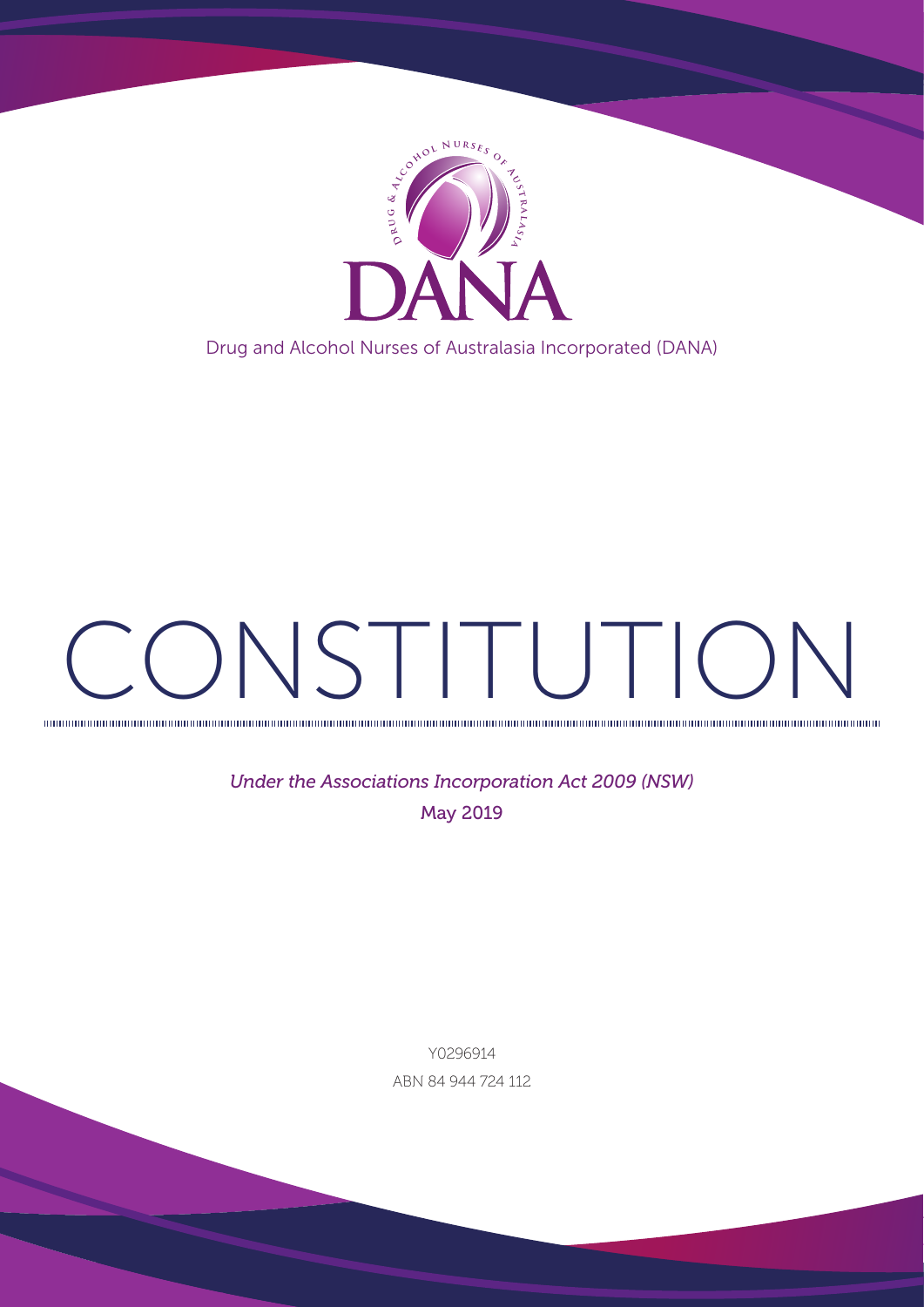DANA

Drug and Alcohol Nurses of Australasia Incorporated (DANA)

# CONSTITUTION

*Under the Associations Incorporation Act 2009 (NSW)*

May 2019

Y0296914

ABN 84 944 724 112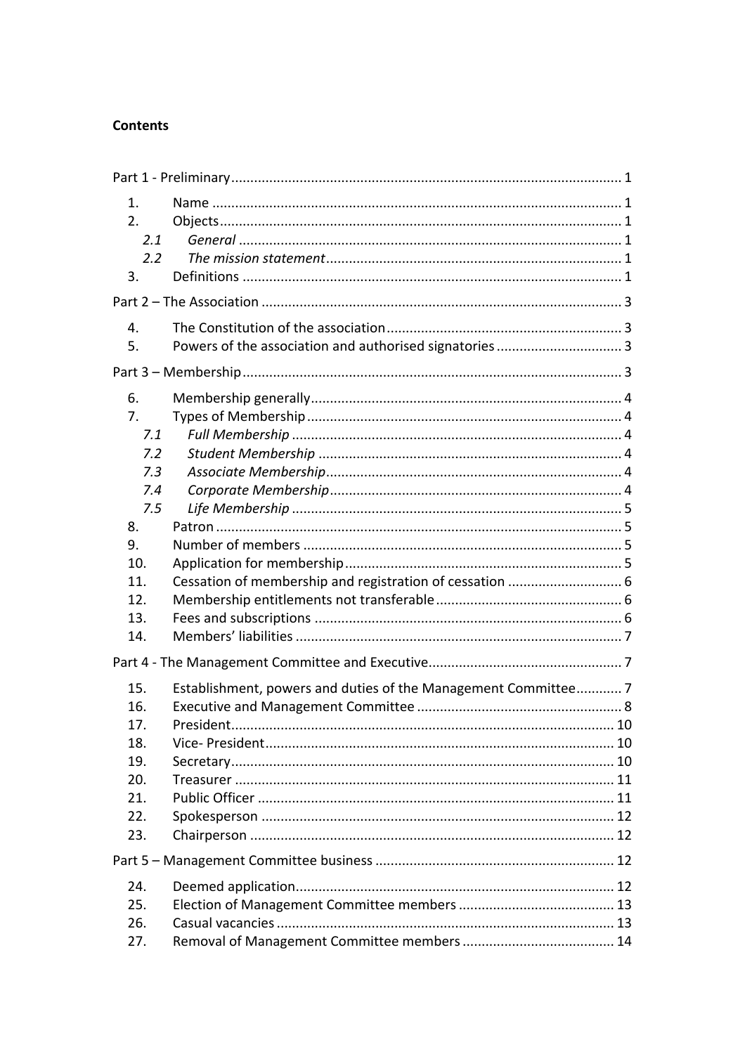**Contents**

Part 1 - Preliminary ..................................................................................................... 1

1. Name ............................................................................................................. 1
2. Objects ........................................................................................................... 1
   - *2.1 General* .................................................................................................... 1
   - *2.2 The mission statement* ............................................................................. 1
3. Definitions ..................................................................................................... 1

Part 2 – The Association .............................................................................................. 3

4. The Constitution of the association ............................................................... 3
5. Powers of the association and authorised signatories .................................. 3

Part 3 – Membership .................................................................................................... 3

6. Membership generally .................................................................................. 4
7. Types of Membership .................................................................................... 4
   - *7.1 Full Membership* ...................................................................................... 4
   - *7.2 Student Membership* ............................................................................... 4
   - *7.3 Associate Membership* ............................................................................. 4
   - *7.4 Corporate Membership* ............................................................................ 4
   - *7.5 Life Membership* ...................................................................................... 5
8. Patron ............................................................................................................ 5
9. Number of members ..................................................................................... 5
10. Application for membership ........................................................................ 5
11. Cessation of membership and registration of cessation .............................. 6
12. Membership entitlements not transferable ................................................. 6
13. Fees and subscriptions ................................................................................. 6
14. Members' liabilities ...................................................................................... 7

Part 4 - The Management Committee and Executive ................................................... 7

15. Establishment, powers and duties of the Management Committee ............ 7
16. Executive and Management Committee ...................................................... 8
17. President ..................................................................................................... 10
18. Vice- President ............................................................................................ 10
19. Secretary ..................................................................................................... 10
20. Treasurer ..................................................................................................... 11
21. Public Officer .............................................................................................. 11
22. Spokesperson ............................................................................................. 12
23. Chairperson ................................................................................................ 12

Part 5 – Management Committee business ............................................................... 12

24. Deemed application .................................................................................... 12
25. Election of Management Committee members .......................................... 13
26. Casual vacancies ......................................................................................... 13
27. Removal of Management Committee members ......................................... 14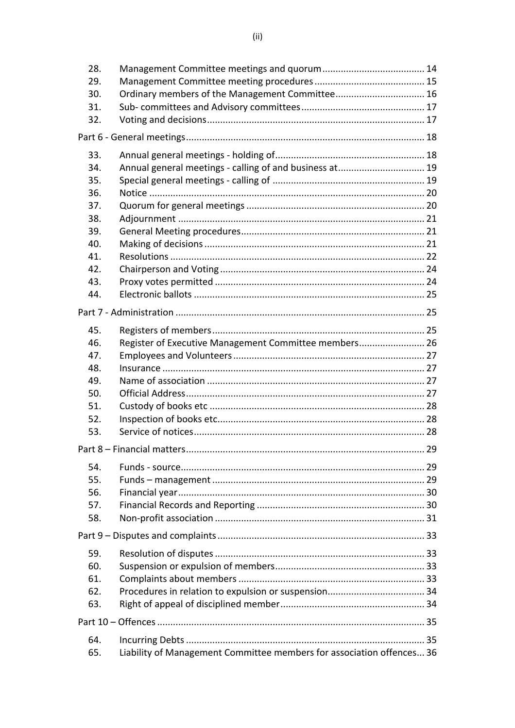| | | |
|---|---|---|
| 28. | Management Committee meetings and quorum | 14 |
| 29. | Management Committee meeting procedures | 15 |
| 30. | Ordinary members of the Management Committee | 16 |
| 31. | Sub- committees and Advisory committees | 17 |
| 32. | Voting and decisions | 17 |

Part 6 - General meetings ..... 18

| | | |
|---|---|---|
| 33. | Annual general meetings - holding of | 18 |
| 34. | Annual general meetings - calling of and business at | 19 |
| 35. | Special general meetings - calling of | 19 |
| 36. | Notice | 20 |
| 37. | Quorum for general meetings | 20 |
| 38. | Adjournment | 21 |
| 39. | General Meeting procedures | 21 |
| 40. | Making of decisions | 21 |
| 41. | Resolutions | 22 |
| 42. | Chairperson and Voting | 24 |
| 43. | Proxy votes permitted | 24 |
| 44. | Electronic ballots | 25 |

Part 7 - Administration ..... 25

| | | |
|---|---|---|
| 45. | Registers of members | 25 |
| 46. | Register of Executive Management Committee members | 26 |
| 47. | Employees and Volunteers | 27 |
| 48. | Insurance | 27 |
| 49. | Name of association | 27 |
| 50. | Official Address | 27 |
| 51. | Custody of books etc | 28 |
| 52. | Inspection of books etc | 28 |
| 53. | Service of notices | 28 |

Part 8 – Financial matters ..... 29

| | | |
|---|---|---|
| 54. | Funds - source | 29 |
| 55. | Funds – management | 29 |
| 56. | Financial year | 30 |
| 57. | Financial Records and Reporting | 30 |
| 58. | Non-profit association | 31 |

Part 9 – Disputes and complaints ..... 33

| | | |
|---|---|---|
| 59. | Resolution of disputes | 33 |
| 60. | Suspension or expulsion of members | 33 |
| 61. | Complaints about members | 33 |
| 62. | Procedures in relation to expulsion or suspension | 34 |
| 63. | Right of appeal of disciplined member | 34 |

Part 10 – Offences ..... 35

| | | |
|---|---|---|
| 64. | Incurring Debts | 35 |
| 65. | Liability of Management Committee members for association offences | 36 |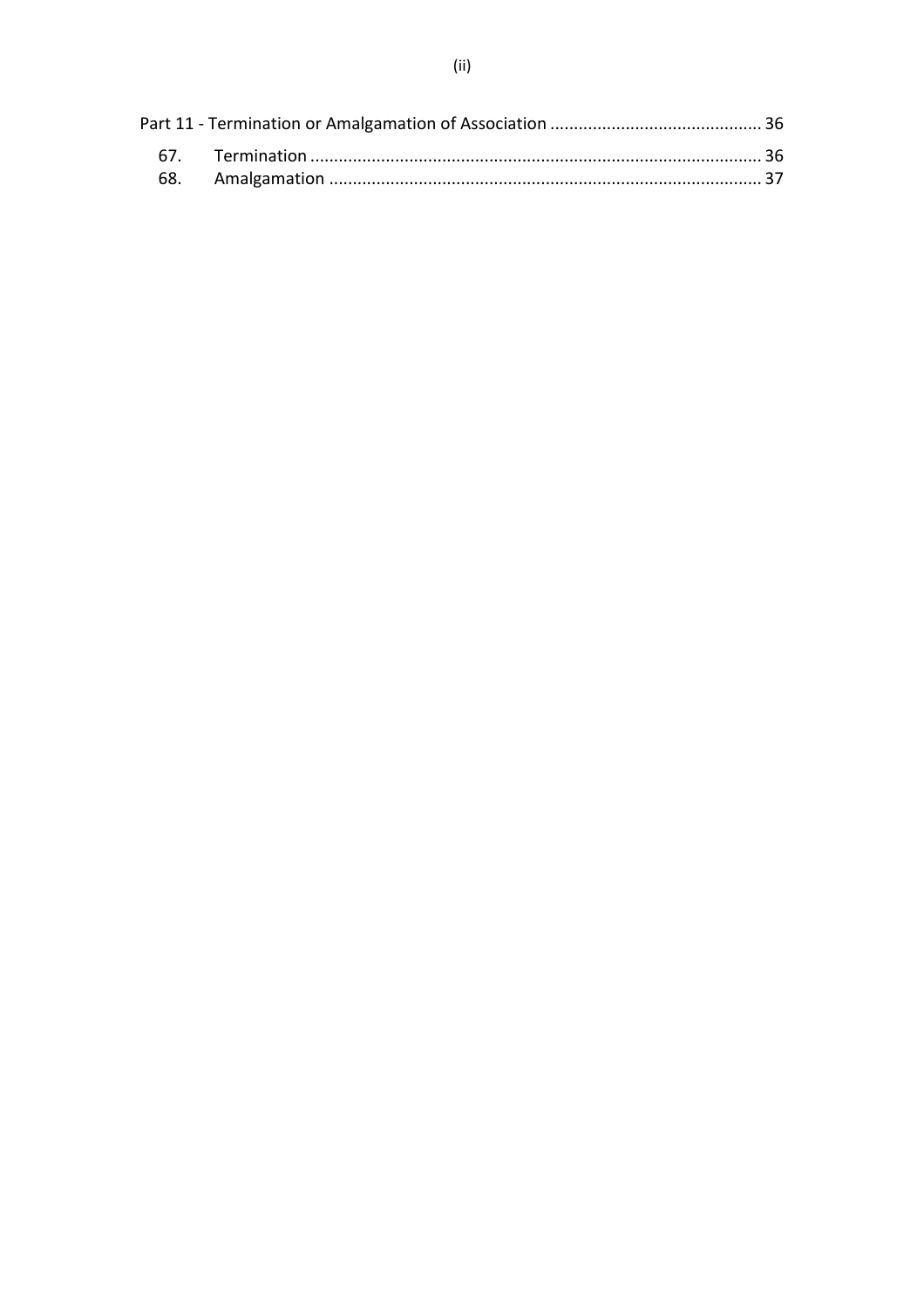Part 11 - Termination or Amalgamation of Association ............................................ 36

67. Termination ............................................................................................... 36
68. Amalgamation ........................................................................................... 37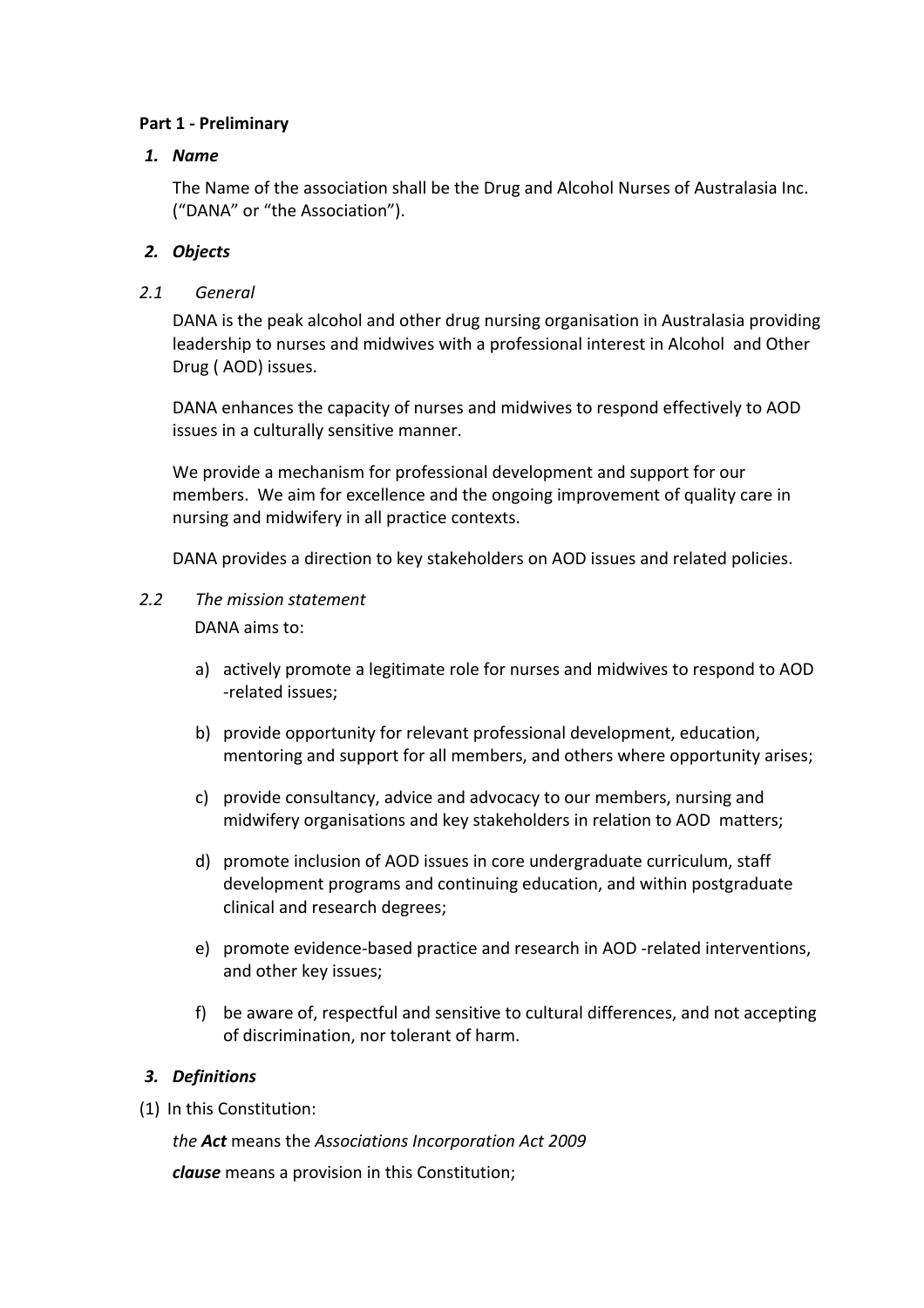**Part 1 - Preliminary**

1. ***Name***

   The Name of the association shall be the Drug and Alcohol Nurses of Australasia Inc. ("DANA" or "the Association").

2. ***Objects***

*2.1 General*

DANA is the peak alcohol and other drug nursing organisation in Australasia providing leadership to nurses and midwives with a professional interest in Alcohol and Other Drug ( AOD) issues.

DANA enhances the capacity of nurses and midwives to respond effectively to AOD issues in a culturally sensitive manner.

We provide a mechanism for professional development and support for our members. We aim for excellence and the ongoing improvement of quality care in nursing and midwifery in all practice contexts.

DANA provides a direction to key stakeholders on AOD issues and related policies.

*2.2 The mission statement*

DANA aims to:

a) actively promote a legitimate role for nurses and midwives to respond to AOD -related issues;

b) provide opportunity for relevant professional development, education, mentoring and support for all members, and others where opportunity arises;

c) provide consultancy, advice and advocacy to our members, nursing and midwifery organisations and key stakeholders in relation to AOD matters;

d) promote inclusion of AOD issues in core undergraduate curriculum, staff development programs and continuing education, and within postgraduate clinical and research degrees;

e) promote evidence-based practice and research in AOD -related interventions, and other key issues;

f) be aware of, respectful and sensitive to cultural differences, and not accepting of discrimination, nor tolerant of harm.

3. ***Definitions***

(1) In this Constitution:

*the **Act*** means the *Associations Incorporation Act 2009*

***clause*** means a provision in this Constitution;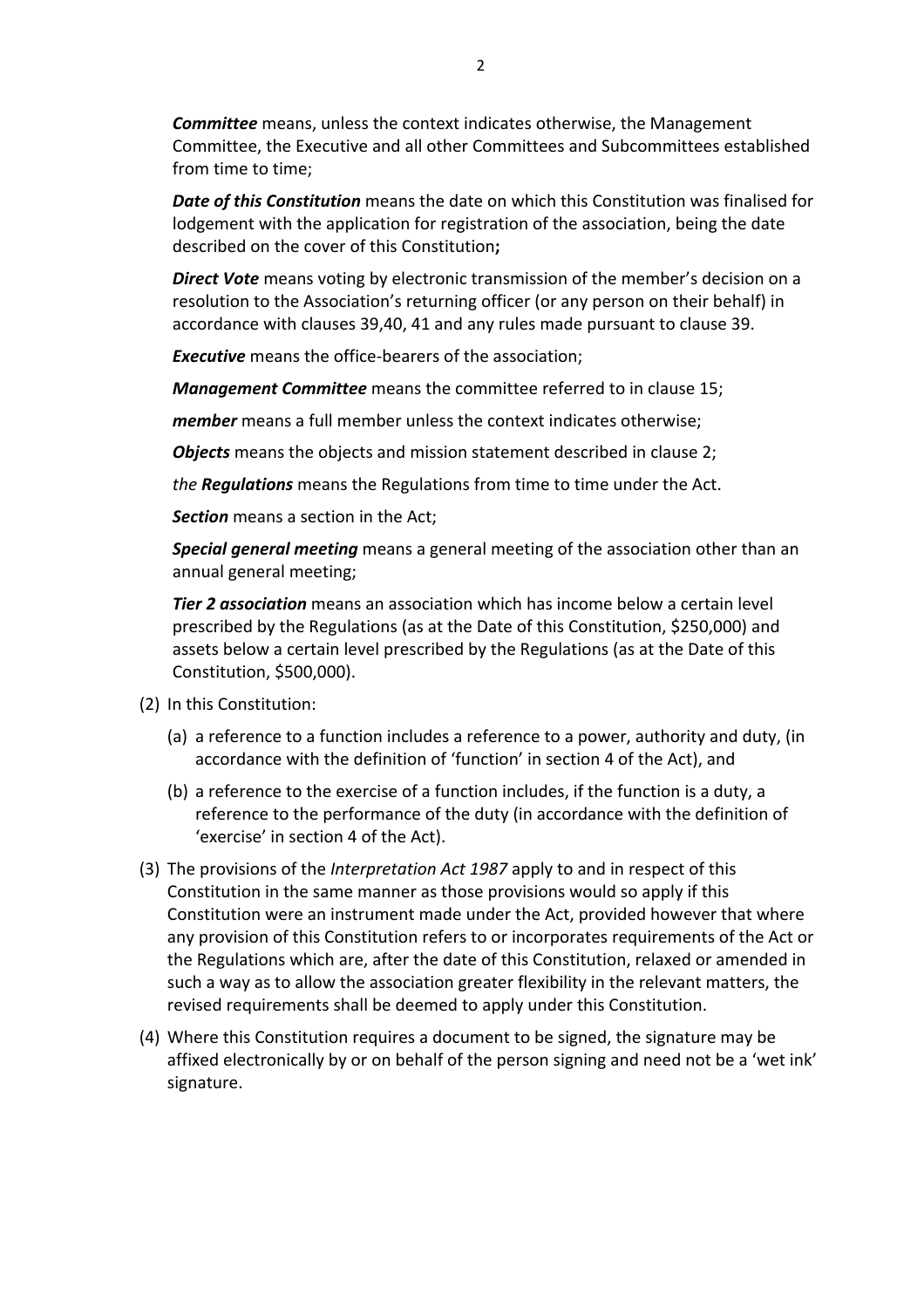***Committee*** means, unless the context indicates otherwise, the Management Committee, the Executive and all other Committees and Subcommittees established from time to time;

***Date of this Constitution*** means the date on which this Constitution was finalised for lodgement with the application for registration of the association, being the date described on the cover of this Constitution**;**

***Direct Vote*** means voting by electronic transmission of the member's decision on a resolution to the Association's returning officer (or any person on their behalf) in accordance with clauses 39,40, 41 and any rules made pursuant to clause 39.

***Executive*** means the office-bearers of the association;

***Management Committee*** means the committee referred to in clause 15;

***member*** means a full member unless the context indicates otherwise;

***Objects*** means the objects and mission statement described in clause 2;

*the **Regulations*** means the Regulations from time to time under the Act.

***Section*** means a section in the Act;

***Special general meeting*** means a general meeting of the association other than an annual general meeting;

***Tier 2 association*** means an association which has income below a certain level prescribed by the Regulations (as at the Date of this Constitution, $250,000) and assets below a certain level prescribed by the Regulations (as at the Date of this Constitution, $500,000).

(2) In this Constitution:

   (a) a reference to a function includes a reference to a power, authority and duty, (in accordance with the definition of 'function' in section 4 of the Act), and

   (b) a reference to the exercise of a function includes, if the function is a duty, a reference to the performance of the duty (in accordance with the definition of 'exercise' in section 4 of the Act).

(3) The provisions of the *Interpretation Act 1987* apply to and in respect of this Constitution in the same manner as those provisions would so apply if this Constitution were an instrument made under the Act, provided however that where any provision of this Constitution refers to or incorporates requirements of the Act or the Regulations which are, after the date of this Constitution, relaxed or amended in such a way as to allow the association greater flexibility in the relevant matters, the revised requirements shall be deemed to apply under this Constitution.

(4) Where this Constitution requires a document to be signed, the signature may be affixed electronically by or on behalf of the person signing and need not be a 'wet ink' signature.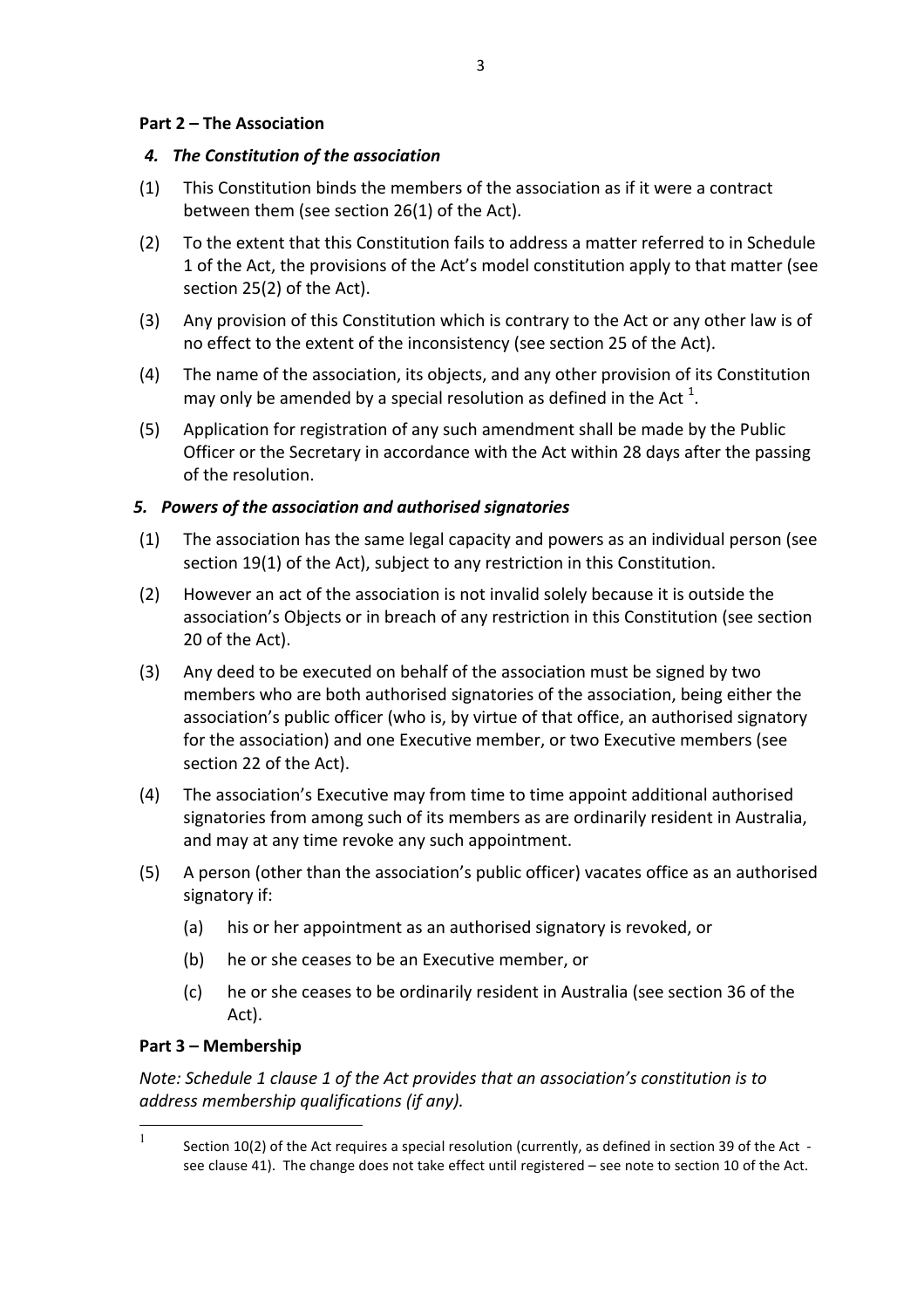## Part 2 – The Association

### *4. The Constitution of the association*

(1) This Constitution binds the members of the association as if it were a contract between them (see section 26(1) of the Act).

(2) To the extent that this Constitution fails to address a matter referred to in Schedule 1 of the Act, the provisions of the Act's model constitution apply to that matter (see section 25(2) of the Act).

(3) Any provision of this Constitution which is contrary to the Act or any other law is of no effect to the extent of the inconsistency (see section 25 of the Act).

(4) The name of the association, its objects, and any other provision of its Constitution may only be amended by a special resolution as defined in the Act [1].

(5) Application for registration of any such amendment shall be made by the Public Officer or the Secretary in accordance with the Act within 28 days after the passing of the resolution.

### *5. Powers of the association and authorised signatories*

(1) The association has the same legal capacity and powers as an individual person (see section 19(1) of the Act), subject to any restriction in this Constitution.

(2) However an act of the association is not invalid solely because it is outside the association's Objects or in breach of any restriction in this Constitution (see section 20 of the Act).

(3) Any deed to be executed on behalf of the association must be signed by two members who are both authorised signatories of the association, being either the association's public officer (who is, by virtue of that office, an authorised signatory for the association) and one Executive member, or two Executive members (see section 22 of the Act).

(4) The association's Executive may from time to time appoint additional authorised signatories from among such of its members as are ordinarily resident in Australia, and may at any time revoke any such appointment.

(5) A person (other than the association's public officer) vacates office as an authorised signatory if:

  (a) his or her appointment as an authorised signatory is revoked, or

  (b) he or she ceases to be an Executive member, or

  (c) he or she ceases to be ordinarily resident in Australia (see section 36 of the Act).

## Part 3 – Membership

*Note: Schedule 1 clause 1 of the Act provides that an association's constitution is to address membership qualifications (if any).*

---

[1] Section 10(2) of the Act requires a special resolution (currently, as defined in section 39 of the Act - see clause 41). The change does not take effect until registered – see note to section 10 of the Act.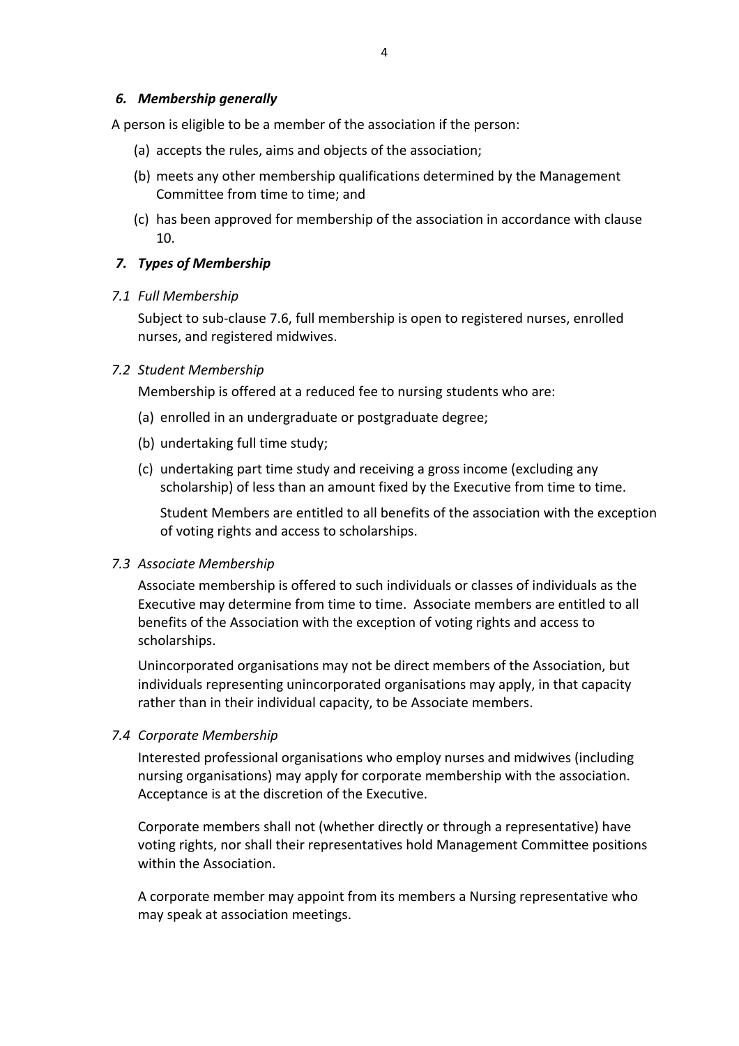### *6. Membership generally*

A person is eligible to be a member of the association if the person:

(a) accepts the rules, aims and objects of the association;

(b) meets any other membership qualifications determined by the Management Committee from time to time; and

(c) has been approved for membership of the association in accordance with clause 10.

### *7. Types of Membership*

*7.1 Full Membership*

Subject to sub-clause 7.6, full membership is open to registered nurses, enrolled nurses, and registered midwives.

*7.2 Student Membership*

Membership is offered at a reduced fee to nursing students who are:

(a) enrolled in an undergraduate or postgraduate degree;

(b) undertaking full time study;

(c) undertaking part time study and receiving a gross income (excluding any scholarship) of less than an amount fixed by the Executive from time to time.

Student Members are entitled to all benefits of the association with the exception of voting rights and access to scholarships.

*7.3 Associate Membership*

Associate membership is offered to such individuals or classes of individuals as the Executive may determine from time to time. Associate members are entitled to all benefits of the Association with the exception of voting rights and access to scholarships.

Unincorporated organisations may not be direct members of the Association, but individuals representing unincorporated organisations may apply, in that capacity rather than in their individual capacity, to be Associate members.

*7.4 Corporate Membership*

Interested professional organisations who employ nurses and midwives (including nursing organisations) may apply for corporate membership with the association. Acceptance is at the discretion of the Executive.

Corporate members shall not (whether directly or through a representative) have voting rights, nor shall their representatives hold Management Committee positions within the Association.

A corporate member may appoint from its members a Nursing representative who may speak at association meetings.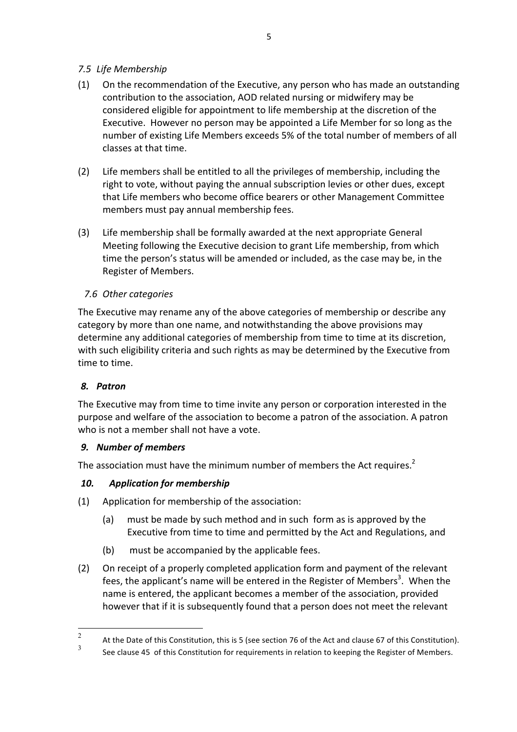### *7.5 Life Membership*

(1) On the recommendation of the Executive, any person who has made an outstanding contribution to the association, AOD related nursing or midwifery may be considered eligible for appointment to life membership at the discretion of the Executive. However no person may be appointed a Life Member for so long as the number of existing Life Members exceeds 5% of the total number of members of all classes at that time.

(2) Life members shall be entitled to all the privileges of membership, including the right to vote, without paying the annual subscription levies or other dues, except that Life members who become office bearers or other Management Committee members must pay annual membership fees.

(3) Life membership shall be formally awarded at the next appropriate General Meeting following the Executive decision to grant Life membership, from which time the person's status will be amended or included, as the case may be, in the Register of Members.

### *7.6 Other categories*

The Executive may rename any of the above categories of membership or describe any category by more than one name, and notwithstanding the above provisions may determine any additional categories of membership from time to time at its discretion, with such eligibility criteria and such rights as may be determined by the Executive from time to time.

## *8. Patron*

The Executive may from time to time invite any person or corporation interested in the purpose and welfare of the association to become a patron of the association. A patron who is not a member shall not have a vote.

## *9. Number of members*

The association must have the minimum number of members the Act requires.[2]

## *10. Application for membership*

(1) Application for membership of the association:

   (a) must be made by such method and in such form as is approved by the Executive from time to time and permitted by the Act and Regulations, and

   (b) must be accompanied by the applicable fees.

(2) On receipt of a properly completed application form and payment of the relevant fees, the applicant's name will be entered in the Register of Members[3]. When the name is entered, the applicant becomes a member of the association, provided however that if it is subsequently found that a person does not meet the relevant

---

[2] At the Date of this Constitution, this is 5 (see section 76 of the Act and clause 67 of this Constitution).

[3] See clause 45 of this Constitution for requirements in relation to keeping the Register of Members.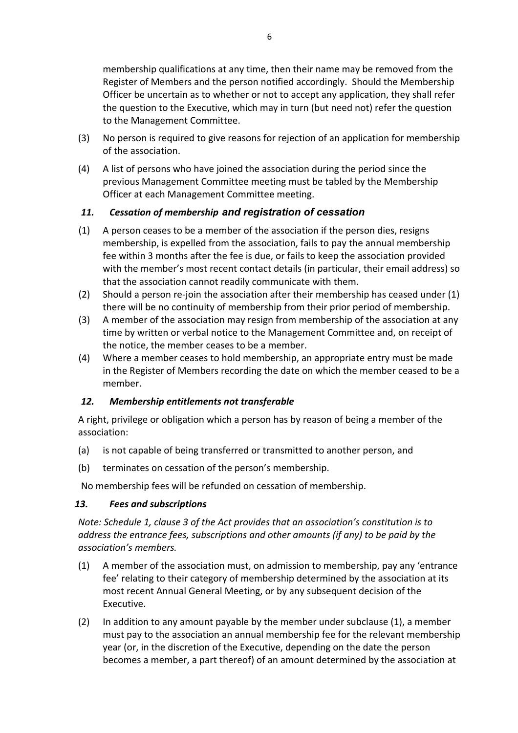membership qualifications at any time, then their name may be removed from the Register of Members and the person notified accordingly. Should the Membership Officer be uncertain as to whether or not to accept any application, they shall refer the question to the Executive, which may in turn (but need not) refer the question to the Management Committee.

(3) No person is required to give reasons for rejection of an application for membership of the association.

(4) A list of persons who have joined the association during the period since the previous Management Committee meeting must be tabled by the Membership Officer at each Management Committee meeting.

### *11. Cessation of membership and registration of cessation*

(1) A person ceases to be a member of the association if the person dies, resigns membership, is expelled from the association, fails to pay the annual membership fee within 3 months after the fee is due, or fails to keep the association provided with the member's most recent contact details (in particular, their email address) so that the association cannot readily communicate with them.

(2) Should a person re-join the association after their membership has ceased under (1) there will be no continuity of membership from their prior period of membership.

(3) A member of the association may resign from membership of the association at any time by written or verbal notice to the Management Committee and, on receipt of the notice, the member ceases to be a member.

(4) Where a member ceases to hold membership, an appropriate entry must be made in the Register of Members recording the date on which the member ceased to be a member.

### *12. Membership entitlements not transferable*

A right, privilege or obligation which a person has by reason of being a member of the association:

(a) is not capable of being transferred or transmitted to another person, and

(b) terminates on cessation of the person's membership.

No membership fees will be refunded on cessation of membership.

### *13. Fees and subscriptions*

*Note: Schedule 1, clause 3 of the Act provides that an association's constitution is to address the entrance fees, subscriptions and other amounts (if any) to be paid by the association's members.*

(1) A member of the association must, on admission to membership, pay any 'entrance fee' relating to their category of membership determined by the association at its most recent Annual General Meeting, or by any subsequent decision of the Executive.

(2) In addition to any amount payable by the member under subclause (1), a member must pay to the association an annual membership fee for the relevant membership year (or, in the discretion of the Executive, depending on the date the person becomes a member, a part thereof) of an amount determined by the association at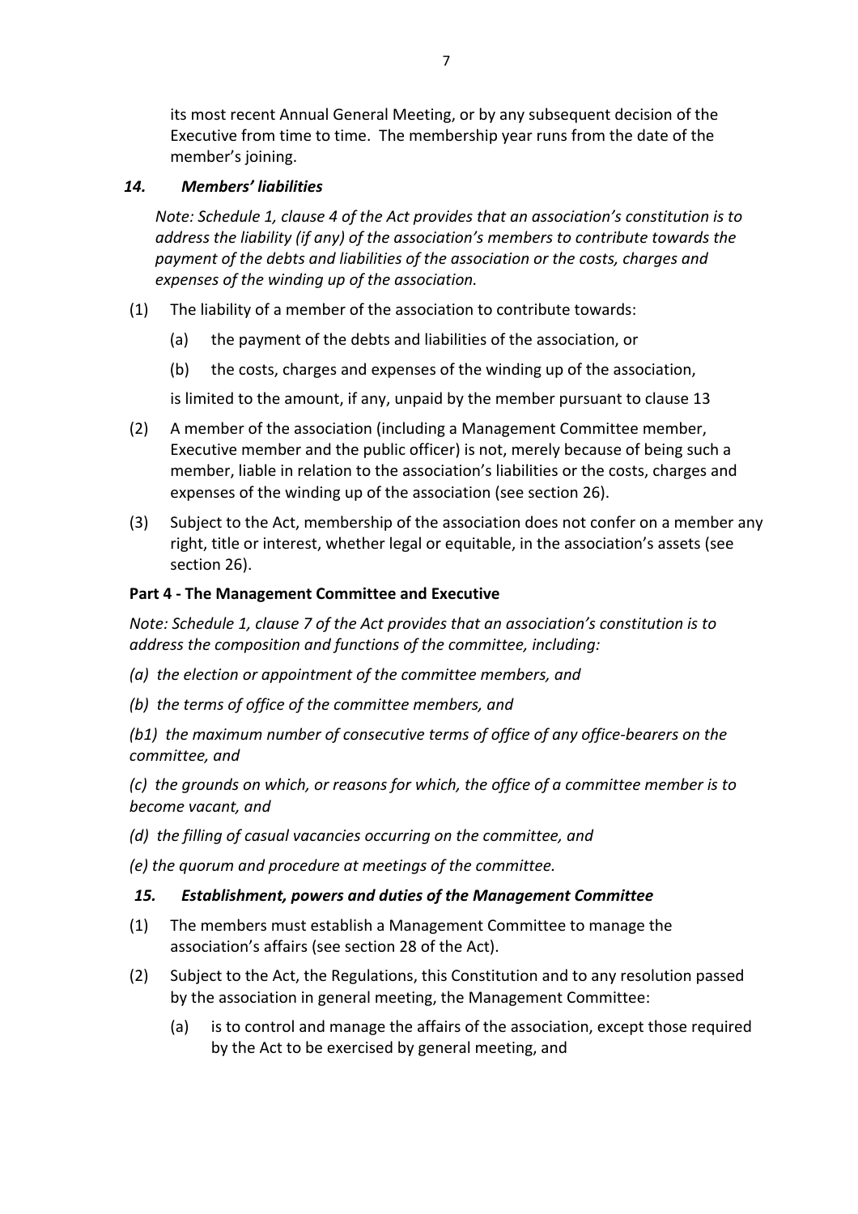its most recent Annual General Meeting, or by any subsequent decision of the Executive from time to time. The membership year runs from the date of the member's joining.

### *14. Members' liabilities*

*Note: Schedule 1, clause 4 of the Act provides that an association's constitution is to address the liability (if any) of the association's members to contribute towards the payment of the debts and liabilities of the association or the costs, charges and expenses of the winding up of the association.*

(1) The liability of a member of the association to contribute towards:

   (a) the payment of the debts and liabilities of the association, or

   (b) the costs, charges and expenses of the winding up of the association,

   is limited to the amount, if any, unpaid by the member pursuant to clause 13

(2) A member of the association (including a Management Committee member, Executive member and the public officer) is not, merely because of being such a member, liable in relation to the association's liabilities or the costs, charges and expenses of the winding up of the association (see section 26).

(3) Subject to the Act, membership of the association does not confer on a member any right, title or interest, whether legal or equitable, in the association's assets (see section 26).

## Part 4 - The Management Committee and Executive

*Note: Schedule 1, clause 7 of the Act provides that an association's constitution is to address the composition and functions of the committee, including:*

*(a) the election or appointment of the committee members, and*

*(b) the terms of office of the committee members, and*

*(b1) the maximum number of consecutive terms of office of any office-bearers on the committee, and*

*(c) the grounds on which, or reasons for which, the office of a committee member is to become vacant, and*

*(d) the filling of casual vacancies occurring on the committee, and*

*(e) the quorum and procedure at meetings of the committee.*

### *15. Establishment, powers and duties of the Management Committee*

(1) The members must establish a Management Committee to manage the association's affairs (see section 28 of the Act).

(2) Subject to the Act, the Regulations, this Constitution and to any resolution passed by the association in general meeting, the Management Committee:

   (a) is to control and manage the affairs of the association, except those required by the Act to be exercised by general meeting, and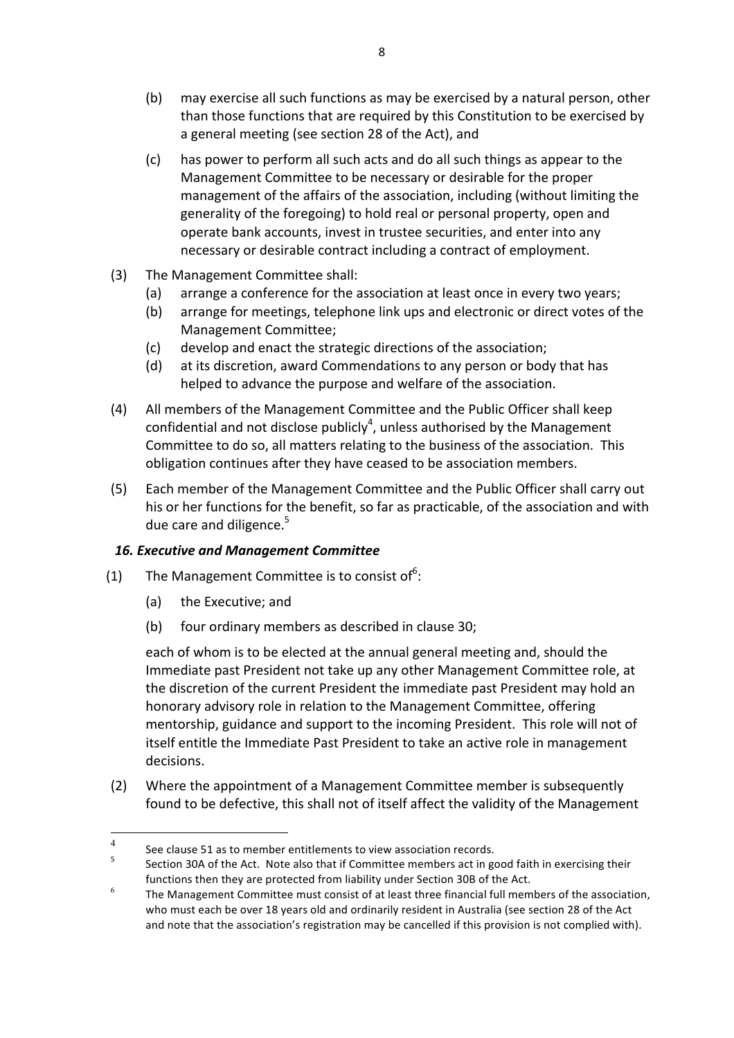(b) may exercise all such functions as may be exercised by a natural person, other than those functions that are required by this Constitution to be exercised by a general meeting (see section 28 of the Act), and

(c) has power to perform all such acts and do all such things as appear to the Management Committee to be necessary or desirable for the proper management of the affairs of the association, including (without limiting the generality of the foregoing) to hold real or personal property, open and operate bank accounts, invest in trustee securities, and enter into any necessary or desirable contract including a contract of employment.

(3) The Management Committee shall:

(a) arrange a conference for the association at least once in every two years;

(b) arrange for meetings, telephone link ups and electronic or direct votes of the Management Committee;

(c) develop and enact the strategic directions of the association;

(d) at its discretion, award Commendations to any person or body that has helped to advance the purpose and welfare of the association.

(4) All members of the Management Committee and the Public Officer shall keep confidential and not disclose publicly[4], unless authorised by the Management Committee to do so, all matters relating to the business of the association. This obligation continues after they have ceased to be association members.

(5) Each member of the Management Committee and the Public Officer shall carry out his or her functions for the benefit, so far as practicable, of the association and with due care and diligence.[5]

### *16. Executive and Management Committee*

(1) The Management Committee is to consist of[6]:

(a) the Executive; and

(b) four ordinary members as described in clause 30;

each of whom is to be elected at the annual general meeting and, should the Immediate past President not take up any other Management Committee role, at the discretion of the current President the immediate past President may hold an honorary advisory role in relation to the Management Committee, offering mentorship, guidance and support to the incoming President. This role will not of itself entitle the Immediate Past President to take an active role in management decisions.

(2) Where the appointment of a Management Committee member is subsequently found to be defective, this shall not of itself affect the validity of the Management

---

[4] See clause 51 as to member entitlements to view association records.

[5] Section 30A of the Act. Note also that if Committee members act in good faith in exercising their functions then they are protected from liability under Section 30B of the Act.

[6] The Management Committee must consist of at least three financial full members of the association, who must each be over 18 years old and ordinarily resident in Australia (see section 28 of the Act and note that the association's registration may be cancelled if this provision is not complied with).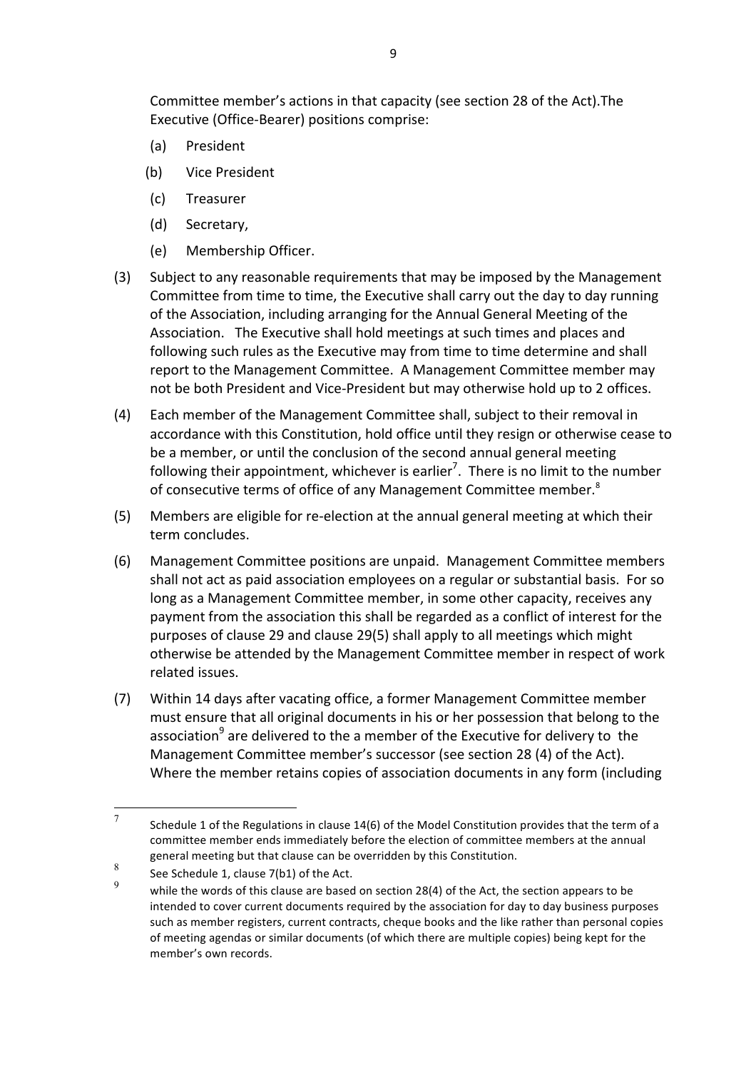Committee member's actions in that capacity (see section 28 of the Act).The Executive (Office-Bearer) positions comprise:

(a) President

(b) Vice President

(c) Treasurer

(d) Secretary,

(e) Membership Officer.

(3) Subject to any reasonable requirements that may be imposed by the Management Committee from time to time, the Executive shall carry out the day to day running of the Association, including arranging for the Annual General Meeting of the Association. The Executive shall hold meetings at such times and places and following such rules as the Executive may from time to time determine and shall report to the Management Committee. A Management Committee member may not be both President and Vice-President but may otherwise hold up to 2 offices.

(4) Each member of the Management Committee shall, subject to their removal in accordance with this Constitution, hold office until they resign or otherwise cease to be a member, or until the conclusion of the second annual general meeting following their appointment, whichever is earlier[7]. There is no limit to the number of consecutive terms of office of any Management Committee member.[8]

(5) Members are eligible for re-election at the annual general meeting at which their term concludes.

(6) Management Committee positions are unpaid. Management Committee members shall not act as paid association employees on a regular or substantial basis. For so long as a Management Committee member, in some other capacity, receives any payment from the association this shall be regarded as a conflict of interest for the purposes of clause 29 and clause 29(5) shall apply to all meetings which might otherwise be attended by the Management Committee member in respect of work related issues.

(7) Within 14 days after vacating office, a former Management Committee member must ensure that all original documents in his or her possession that belong to the association[9] are delivered to the a member of the Executive for delivery to the Management Committee member's successor (see section 28 (4) of the Act). Where the member retains copies of association documents in any form (including

---

[7] Schedule 1 of the Regulations in clause 14(6) of the Model Constitution provides that the term of a committee member ends immediately before the election of committee members at the annual general meeting but that clause can be overridden by this Constitution.

[8] See Schedule 1, clause 7(b1) of the Act.

[9] while the words of this clause are based on section 28(4) of the Act, the section appears to be intended to cover current documents required by the association for day to day business purposes such as member registers, current contracts, cheque books and the like rather than personal copies of meeting agendas or similar documents (of which there are multiple copies) being kept for the member's own records.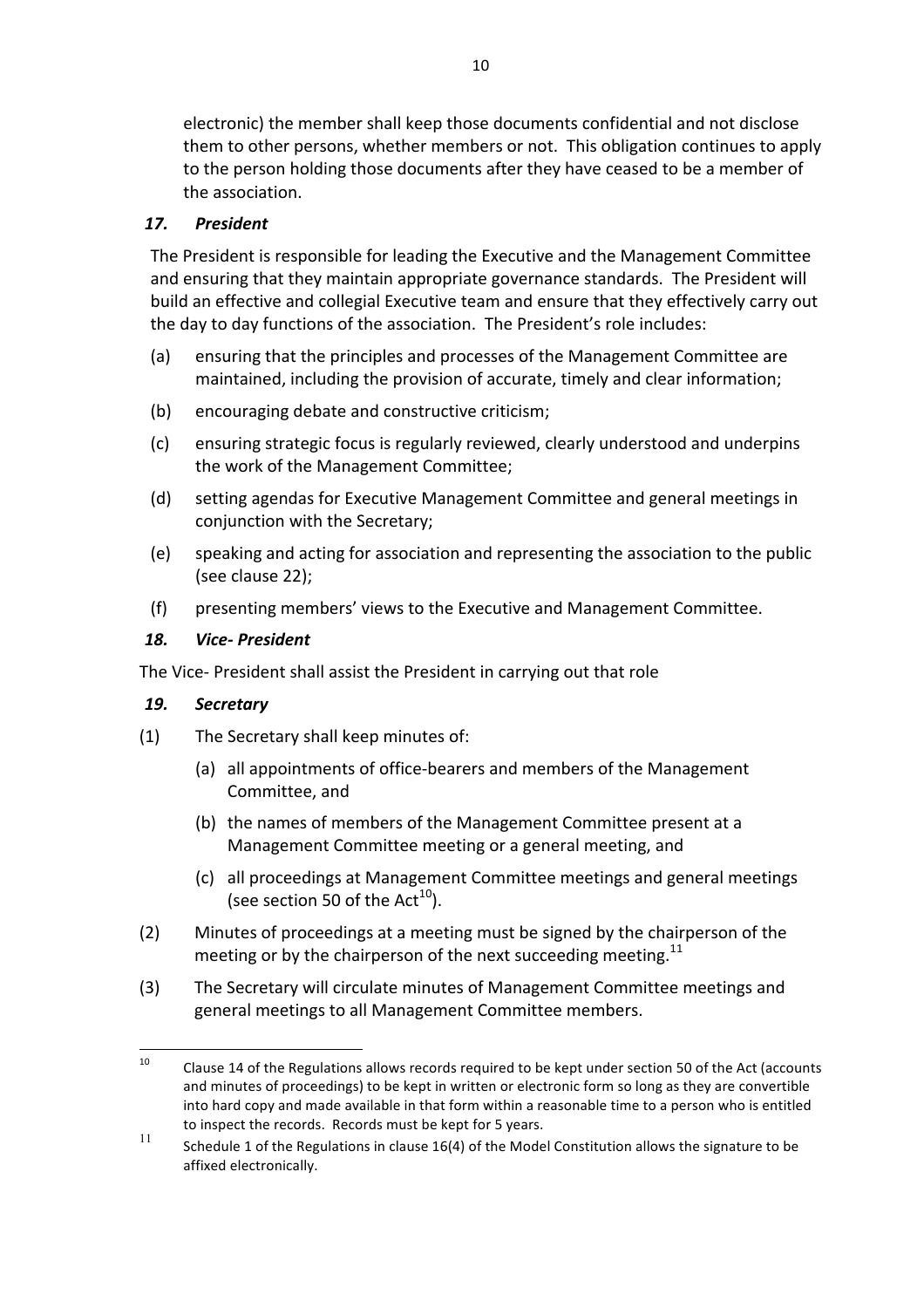electronic) the member shall keep those documents confidential and not disclose them to other persons, whether members or not. This obligation continues to apply to the person holding those documents after they have ceased to be a member of the association.

### *17. President*

The President is responsible for leading the Executive and the Management Committee and ensuring that they maintain appropriate governance standards. The President will build an effective and collegial Executive team and ensure that they effectively carry out the day to day functions of the association. The President's role includes:

(a) ensuring that the principles and processes of the Management Committee are maintained, including the provision of accurate, timely and clear information;

(b) encouraging debate and constructive criticism;

(c) ensuring strategic focus is regularly reviewed, clearly understood and underpins the work of the Management Committee;

(d) setting agendas for Executive Management Committee and general meetings in conjunction with the Secretary;

(e) speaking and acting for association and representing the association to the public (see clause 22);

(f) presenting members' views to the Executive and Management Committee.

### *18. Vice- President*

The Vice- President shall assist the President in carrying out that role

### *19. Secretary*

(1) The Secretary shall keep minutes of:

(a) all appointments of office-bearers and members of the Management Committee, and

(b) the names of members of the Management Committee present at a Management Committee meeting or a general meeting, and

(c) all proceedings at Management Committee meetings and general meetings (see section 50 of the Act[10]).

(2) Minutes of proceedings at a meeting must be signed by the chairperson of the meeting or by the chairperson of the next succeeding meeting.[11]

(3) The Secretary will circulate minutes of Management Committee meetings and general meetings to all Management Committee members.

---

[10] Clause 14 of the Regulations allows records required to be kept under section 50 of the Act (accounts and minutes of proceedings) to be kept in written or electronic form so long as they are convertible into hard copy and made available in that form within a reasonable time to a person who is entitled to inspect the records. Records must be kept for 5 years.

[11] Schedule 1 of the Regulations in clause 16(4) of the Model Constitution allows the signature to be affixed electronically.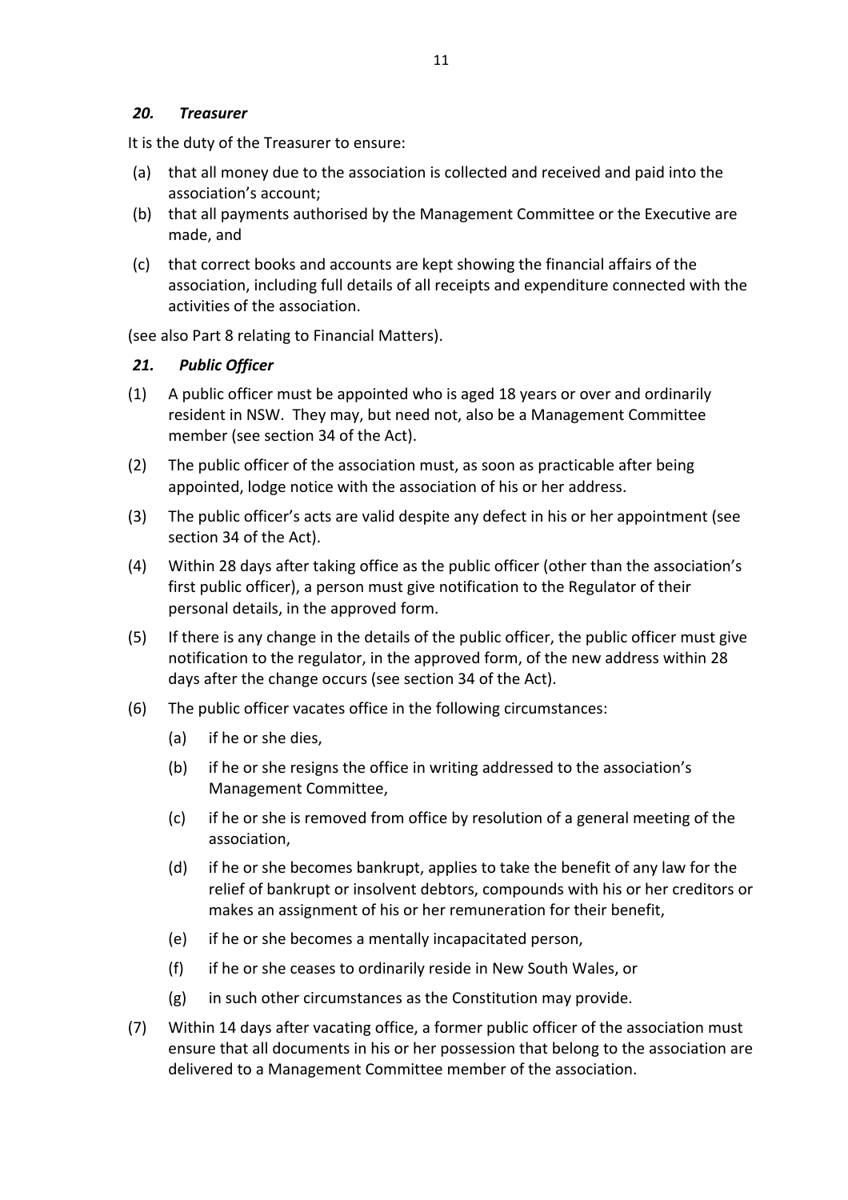### *20. Treasurer*

It is the duty of the Treasurer to ensure:

(a) that all money due to the association is collected and received and paid into the association's account;

(b) that all payments authorised by the Management Committee or the Executive are made, and

(c) that correct books and accounts are kept showing the financial affairs of the association, including full details of all receipts and expenditure connected with the activities of the association.

(see also Part 8 relating to Financial Matters).

### *21. Public Officer*

(1) A public officer must be appointed who is aged 18 years or over and ordinarily resident in NSW. They may, but need not, also be a Management Committee member (see section 34 of the Act).

(2) The public officer of the association must, as soon as practicable after being appointed, lodge notice with the association of his or her address.

(3) The public officer's acts are valid despite any defect in his or her appointment (see section 34 of the Act).

(4) Within 28 days after taking office as the public officer (other than the association's first public officer), a person must give notification to the Regulator of their personal details, in the approved form.

(5) If there is any change in the details of the public officer, the public officer must give notification to the regulator, in the approved form, of the new address within 28 days after the change occurs (see section 34 of the Act).

(6) The public officer vacates office in the following circumstances:

   (a) if he or she dies,

   (b) if he or she resigns the office in writing addressed to the association's Management Committee,

   (c) if he or she is removed from office by resolution of a general meeting of the association,

   (d) if he or she becomes bankrupt, applies to take the benefit of any law for the relief of bankrupt or insolvent debtors, compounds with his or her creditors or makes an assignment of his or her remuneration for their benefit,

   (e) if he or she becomes a mentally incapacitated person,

   (f) if he or she ceases to ordinarily reside in New South Wales, or

   (g) in such other circumstances as the Constitution may provide.

(7) Within 14 days after vacating office, a former public officer of the association must ensure that all documents in his or her possession that belong to the association are delivered to a Management Committee member of the association.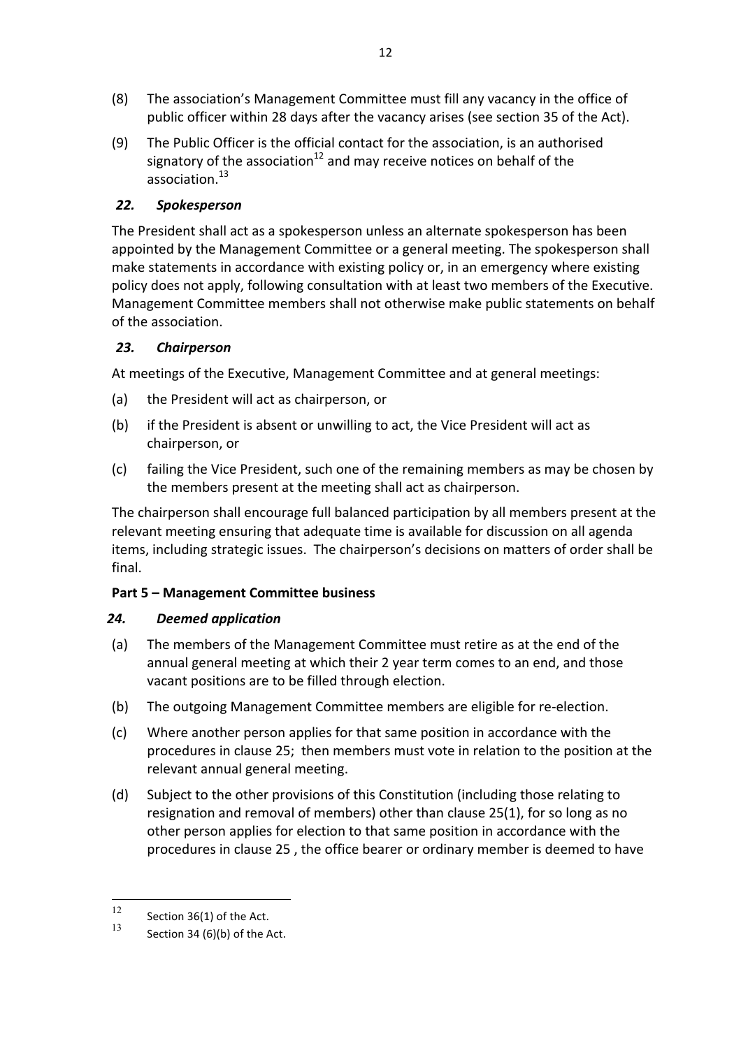(8) The association's Management Committee must fill any vacancy in the office of public officer within 28 days after the vacancy arises (see section 35 of the Act).

(9) The Public Officer is the official contact for the association, is an authorised signatory of the association[12] and may receive notices on behalf of the association.[13]

### *22. Spokesperson*

The President shall act as a spokesperson unless an alternate spokesperson has been appointed by the Management Committee or a general meeting. The spokesperson shall make statements in accordance with existing policy or, in an emergency where existing policy does not apply, following consultation with at least two members of the Executive. Management Committee members shall not otherwise make public statements on behalf of the association.

### *23. Chairperson*

At meetings of the Executive, Management Committee and at general meetings:

(a) the President will act as chairperson, or

(b) if the President is absent or unwilling to act, the Vice President will act as chairperson, or

(c) failing the Vice President, such one of the remaining members as may be chosen by the members present at the meeting shall act as chairperson.

The chairperson shall encourage full balanced participation by all members present at the relevant meeting ensuring that adequate time is available for discussion on all agenda items, including strategic issues. The chairperson's decisions on matters of order shall be final.

## Part 5 – Management Committee business

### *24. Deemed application*

(a) The members of the Management Committee must retire as at the end of the annual general meeting at which their 2 year term comes to an end, and those vacant positions are to be filled through election.

(b) The outgoing Management Committee members are eligible for re-election.

(c) Where another person applies for that same position in accordance with the procedures in clause 25; then members must vote in relation to the position at the relevant annual general meeting.

(d) Subject to the other provisions of this Constitution (including those relating to resignation and removal of members) other than clause 25(1), for so long as no other person applies for election to that same position in accordance with the procedures in clause 25 , the office bearer or ordinary member is deemed to have

---

[12] Section 36(1) of the Act.

[13] Section 34 (6)(b) of the Act.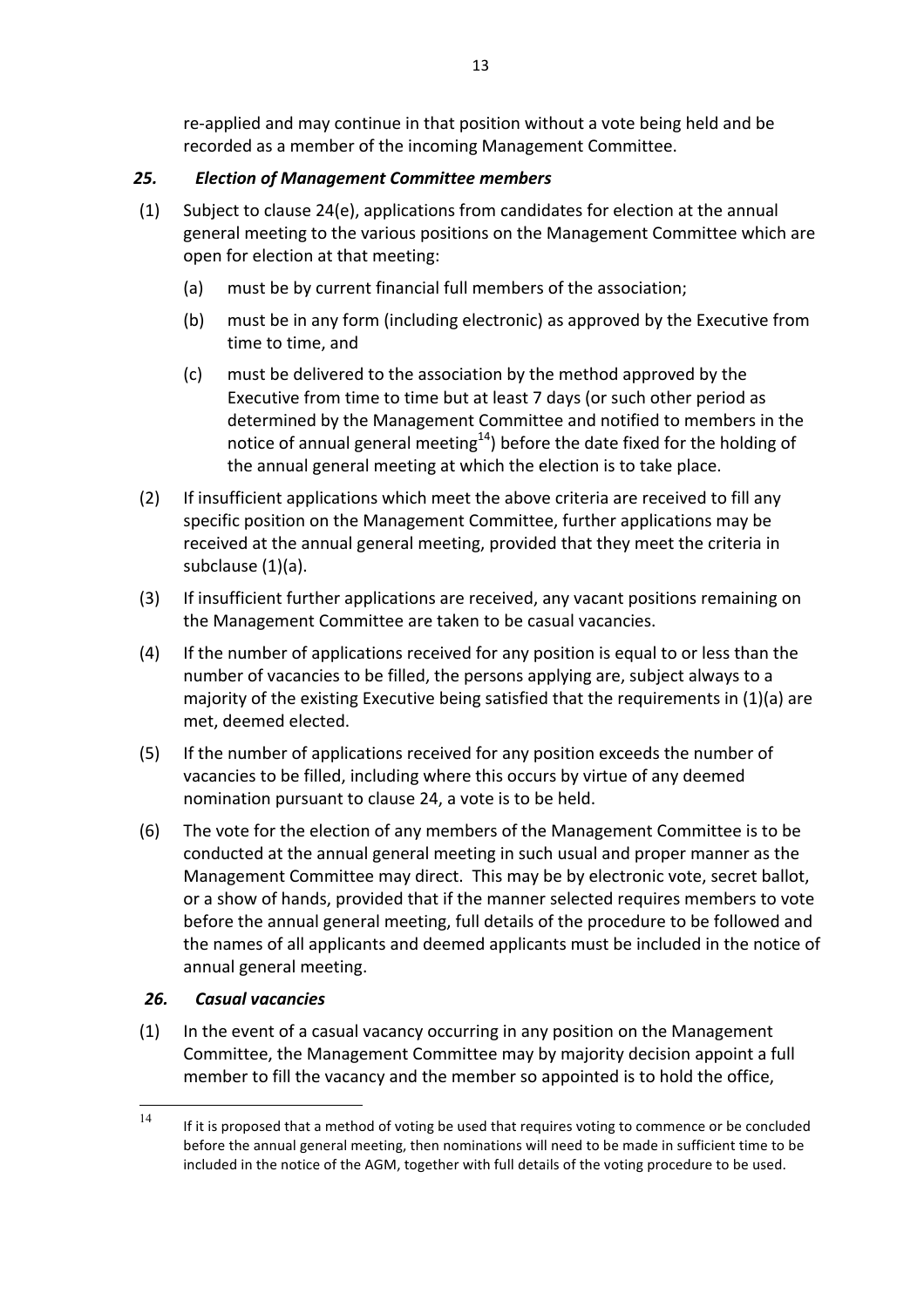re-applied and may continue in that position without a vote being held and be recorded as a member of the incoming Management Committee.

### *25. Election of Management Committee members*

(1) Subject to clause 24(e), applications from candidates for election at the annual general meeting to the various positions on the Management Committee which are open for election at that meeting:

  (a) must be by current financial full members of the association;

  (b) must be in any form (including electronic) as approved by the Executive from time to time, and

  (c) must be delivered to the association by the method approved by the Executive from time to time but at least 7 days (or such other period as determined by the Management Committee and notified to members in the notice of annual general meeting[14]) before the date fixed for the holding of the annual general meeting at which the election is to take place.

(2) If insufficient applications which meet the above criteria are received to fill any specific position on the Management Committee, further applications may be received at the annual general meeting, provided that they meet the criteria in subclause (1)(a).

(3) If insufficient further applications are received, any vacant positions remaining on the Management Committee are taken to be casual vacancies.

(4) If the number of applications received for any position is equal to or less than the number of vacancies to be filled, the persons applying are, subject always to a majority of the existing Executive being satisfied that the requirements in (1)(a) are met, deemed elected.

(5) If the number of applications received for any position exceeds the number of vacancies to be filled, including where this occurs by virtue of any deemed nomination pursuant to clause 24, a vote is to be held.

(6) The vote for the election of any members of the Management Committee is to be conducted at the annual general meeting in such usual and proper manner as the Management Committee may direct. This may be by electronic vote, secret ballot, or a show of hands, provided that if the manner selected requires members to vote before the annual general meeting, full details of the procedure to be followed and the names of all applicants and deemed applicants must be included in the notice of annual general meeting.

### *26. Casual vacancies*

(1) In the event of a casual vacancy occurring in any position on the Management Committee, the Management Committee may by majority decision appoint a full member to fill the vacancy and the member so appointed is to hold the office,

---

[14] If it is proposed that a method of voting be used that requires voting to commence or be concluded before the annual general meeting, then nominations will need to be made in sufficient time to be included in the notice of the AGM, together with full details of the voting procedure to be used.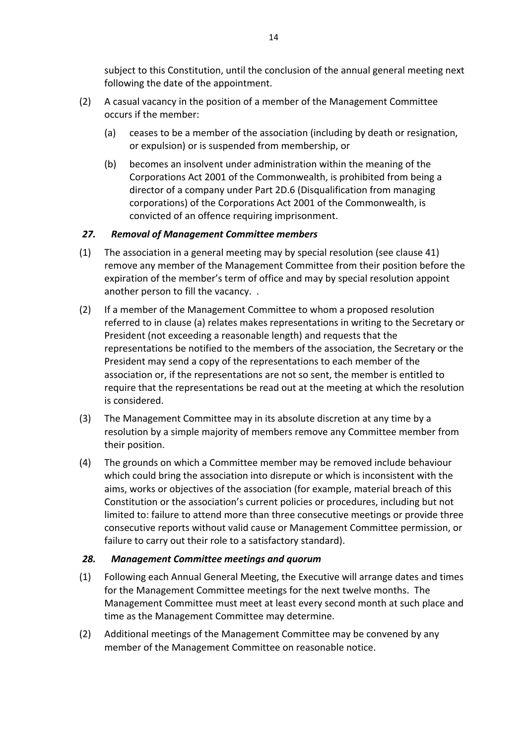subject to this Constitution, until the conclusion of the annual general meeting next following the date of the appointment.

(2) A casual vacancy in the position of a member of the Management Committee occurs if the member:

   (a) ceases to be a member of the association (including by death or resignation, or expulsion) or is suspended from membership, or

   (b) becomes an insolvent under administration within the meaning of the Corporations Act 2001 of the Commonwealth, is prohibited from being a director of a company under Part 2D.6 (Disqualification from managing corporations) of the Corporations Act 2001 of the Commonwealth, is convicted of an offence requiring imprisonment.

### *27. Removal of Management Committee members*

(1) The association in a general meeting may by special resolution (see clause 41) remove any member of the Management Committee from their position before the expiration of the member's term of office and may by special resolution appoint another person to fill the vacancy. .

(2) If a member of the Management Committee to whom a proposed resolution referred to in clause (a) relates makes representations in writing to the Secretary or President (not exceeding a reasonable length) and requests that the representations be notified to the members of the association, the Secretary or the President may send a copy of the representations to each member of the association or, if the representations are not so sent, the member is entitled to require that the representations be read out at the meeting at which the resolution is considered.

(3) The Management Committee may in its absolute discretion at any time by a resolution by a simple majority of members remove any Committee member from their position.

(4) The grounds on which a Committee member may be removed include behaviour which could bring the association into disrepute or which is inconsistent with the aims, works or objectives of the association (for example, material breach of this Constitution or the association's current policies or procedures, including but not limited to: failure to attend more than three consecutive meetings or provide three consecutive reports without valid cause or Management Committee permission, or failure to carry out their role to a satisfactory standard).

### *28. Management Committee meetings and quorum*

(1) Following each Annual General Meeting, the Executive will arrange dates and times for the Management Committee meetings for the next twelve months. The Management Committee must meet at least every second month at such place and time as the Management Committee may determine.

(2) Additional meetings of the Management Committee may be convened by any member of the Management Committee on reasonable notice.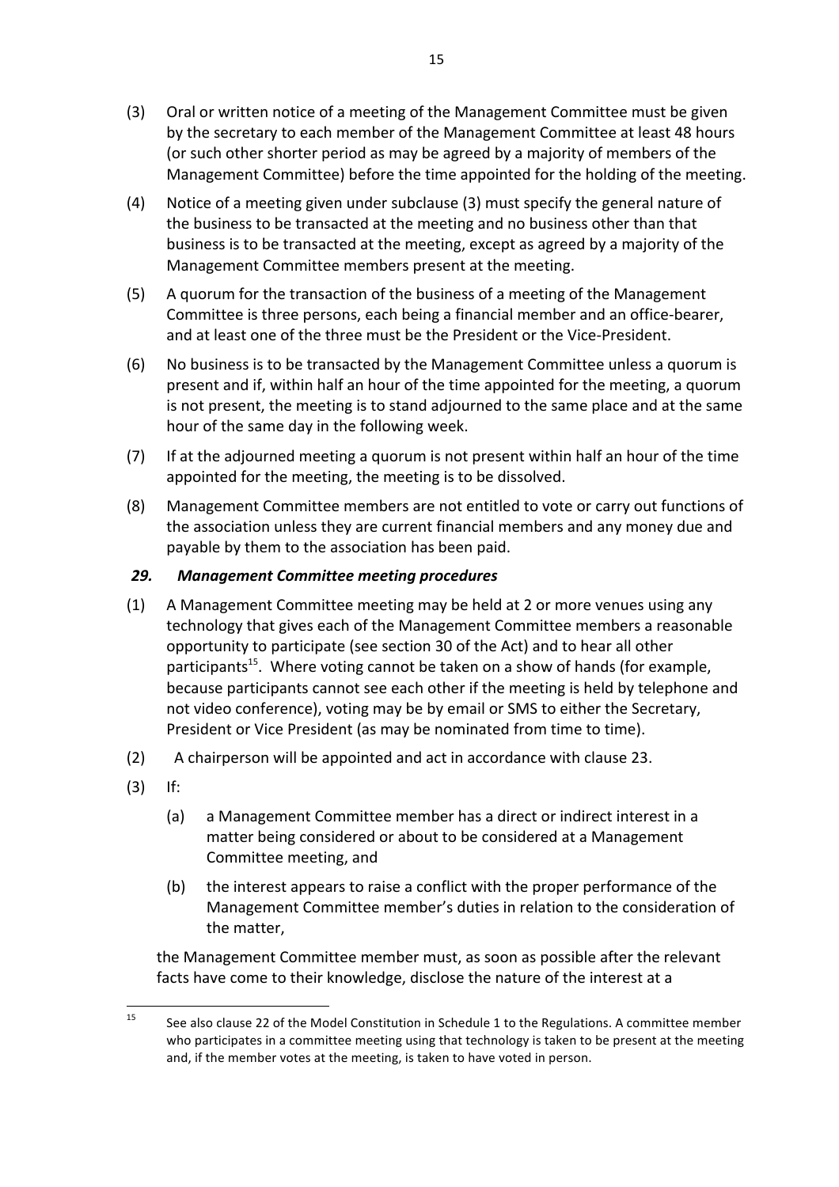(3) Oral or written notice of a meeting of the Management Committee must be given by the secretary to each member of the Management Committee at least 48 hours (or such other shorter period as may be agreed by a majority of members of the Management Committee) before the time appointed for the holding of the meeting.

(4) Notice of a meeting given under subclause (3) must specify the general nature of the business to be transacted at the meeting and no business other than that business is to be transacted at the meeting, except as agreed by a majority of the Management Committee members present at the meeting.

(5) A quorum for the transaction of the business of a meeting of the Management Committee is three persons, each being a financial member and an office-bearer, and at least one of the three must be the President or the Vice-President.

(6) No business is to be transacted by the Management Committee unless a quorum is present and if, within half an hour of the time appointed for the meeting, a quorum is not present, the meeting is to stand adjourned to the same place and at the same hour of the same day in the following week.

(7) If at the adjourned meeting a quorum is not present within half an hour of the time appointed for the meeting, the meeting is to be dissolved.

(8) Management Committee members are not entitled to vote or carry out functions of the association unless they are current financial members and any money due and payable by them to the association has been paid.

### *29. Management Committee meeting procedures*

(1) A Management Committee meeting may be held at 2 or more venues using any technology that gives each of the Management Committee members a reasonable opportunity to participate (see section 30 of the Act) and to hear all other participants[15]. Where voting cannot be taken on a show of hands (for example, because participants cannot see each other if the meeting is held by telephone and not video conference), voting may be by email or SMS to either the Secretary, President or Vice President (as may be nominated from time to time).

(2) A chairperson will be appointed and act in accordance with clause 23.

(3) If:

   (a) a Management Committee member has a direct or indirect interest in a matter being considered or about to be considered at a Management Committee meeting, and

   (b) the interest appears to raise a conflict with the proper performance of the Management Committee member's duties in relation to the consideration of the matter,

   the Management Committee member must, as soon as possible after the relevant facts have come to their knowledge, disclose the nature of the interest at a

---

[15] See also clause 22 of the Model Constitution in Schedule 1 to the Regulations. A committee member who participates in a committee meeting using that technology is taken to be present at the meeting and, if the member votes at the meeting, is taken to have voted in person.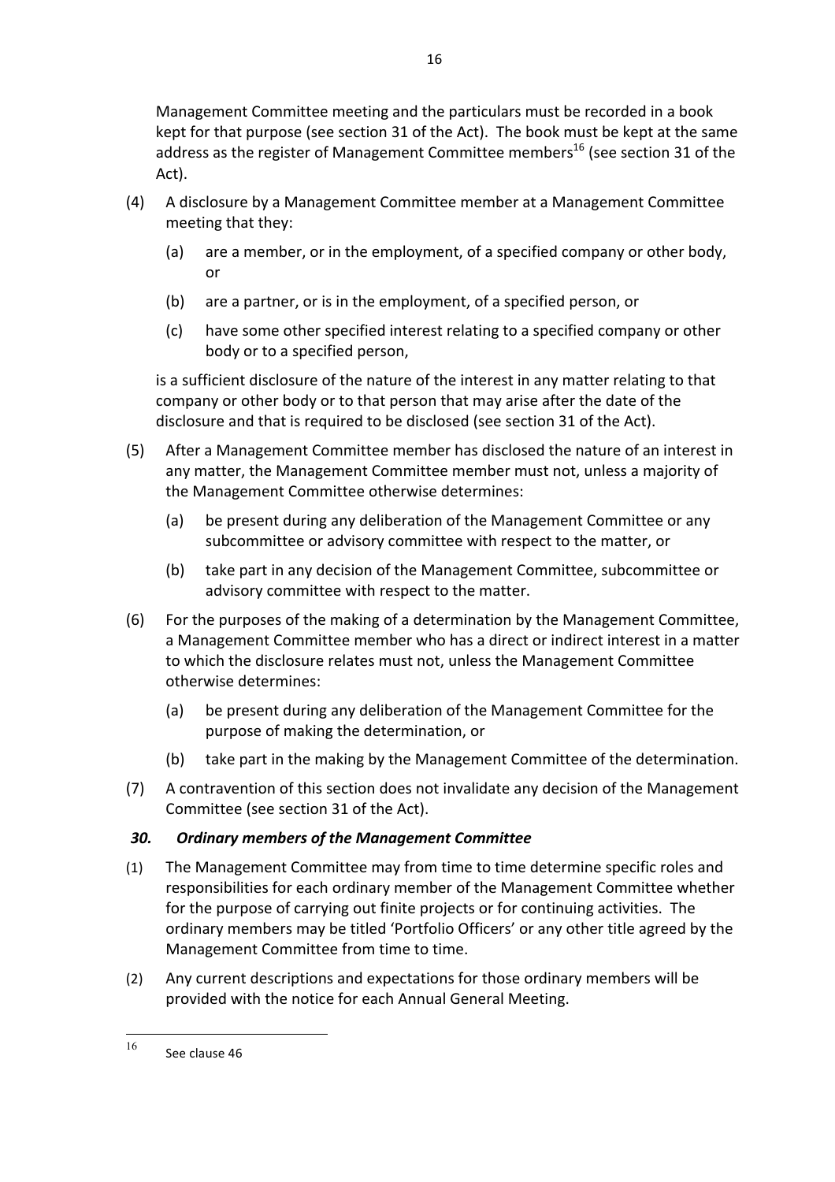Management Committee meeting and the particulars must be recorded in a book kept for that purpose (see section 31 of the Act). The book must be kept at the same address as the register of Management Committee members[16] (see section 31 of the Act).

(4) A disclosure by a Management Committee member at a Management Committee meeting that they:

(a) are a member, or in the employment, of a specified company or other body, or

(b) are a partner, or is in the employment, of a specified person, or

(c) have some other specified interest relating to a specified company or other body or to a specified person,

is a sufficient disclosure of the nature of the interest in any matter relating to that company or other body or to that person that may arise after the date of the disclosure and that is required to be disclosed (see section 31 of the Act).

(5) After a Management Committee member has disclosed the nature of an interest in any matter, the Management Committee member must not, unless a majority of the Management Committee otherwise determines:

(a) be present during any deliberation of the Management Committee or any subcommittee or advisory committee with respect to the matter, or

(b) take part in any decision of the Management Committee, subcommittee or advisory committee with respect to the matter.

(6) For the purposes of the making of a determination by the Management Committee, a Management Committee member who has a direct or indirect interest in a matter to which the disclosure relates must not, unless the Management Committee otherwise determines:

(a) be present during any deliberation of the Management Committee for the purpose of making the determination, or

(b) take part in the making by the Management Committee of the determination.

(7) A contravention of this section does not invalidate any decision of the Management Committee (see section 31 of the Act).

### *30. Ordinary members of the Management Committee*

(1) The Management Committee may from time to time determine specific roles and responsibilities for each ordinary member of the Management Committee whether for the purpose of carrying out finite projects or for continuing activities. The ordinary members may be titled 'Portfolio Officers' or any other title agreed by the Management Committee from time to time.

(2) Any current descriptions and expectations for those ordinary members will be provided with the notice for each Annual General Meeting.

---

[16] See clause 46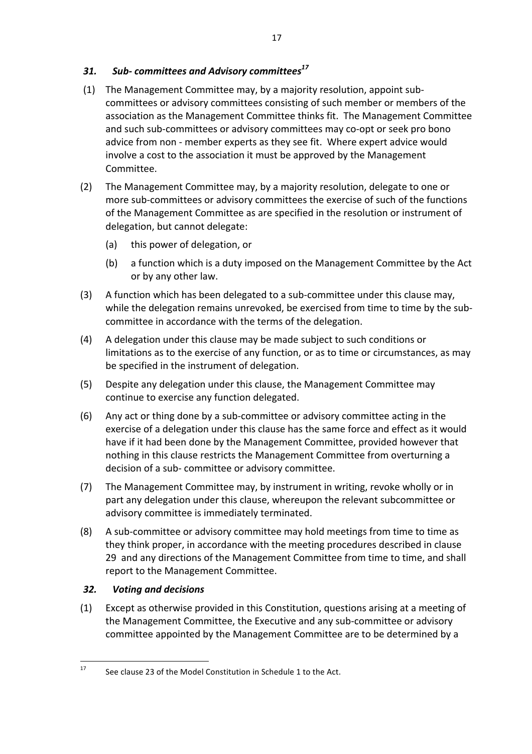### *31. Sub- committees and Advisory committees*[17]

(1) The Management Committee may, by a majority resolution, appoint sub-committees or advisory committees consisting of such member or members of the association as the Management Committee thinks fit. The Management Committee and such sub-committees or advisory committees may co-opt or seek pro bono advice from non - member experts as they see fit. Where expert advice would involve a cost to the association it must be approved by the Management Committee.

(2) The Management Committee may, by a majority resolution, delegate to one or more sub-committees or advisory committees the exercise of such of the functions of the Management Committee as are specified in the resolution or instrument of delegation, but cannot delegate:

- (a) this power of delegation, or
- (b) a function which is a duty imposed on the Management Committee by the Act or by any other law.

(3) A function which has been delegated to a sub-committee under this clause may, while the delegation remains unrevoked, be exercised from time to time by the sub-committee in accordance with the terms of the delegation.

(4) A delegation under this clause may be made subject to such conditions or limitations as to the exercise of any function, or as to time or circumstances, as may be specified in the instrument of delegation.

(5) Despite any delegation under this clause, the Management Committee may continue to exercise any function delegated.

(6) Any act or thing done by a sub-committee or advisory committee acting in the exercise of a delegation under this clause has the same force and effect as it would have if it had been done by the Management Committee, provided however that nothing in this clause restricts the Management Committee from overturning a decision of a sub- committee or advisory committee.

(7) The Management Committee may, by instrument in writing, revoke wholly or in part any delegation under this clause, whereupon the relevant subcommittee or advisory committee is immediately terminated.

(8) A sub-committee or advisory committee may hold meetings from time to time as they think proper, in accordance with the meeting procedures described in clause 29 and any directions of the Management Committee from time to time, and shall report to the Management Committee.

### *32. Voting and decisions*

(1) Except as otherwise provided in this Constitution, questions arising at a meeting of the Management Committee, the Executive and any sub-committee or advisory committee appointed by the Management Committee are to be determined by a

---

[17] See clause 23 of the Model Constitution in Schedule 1 to the Act.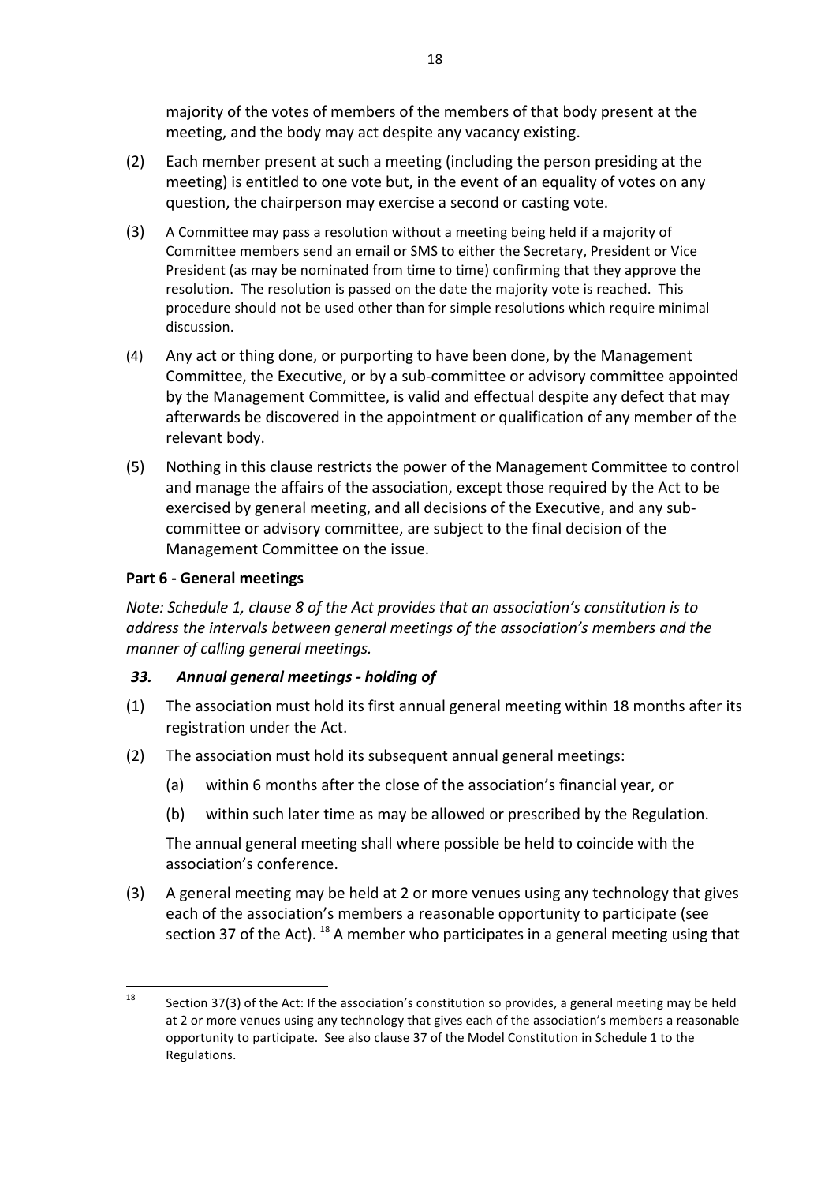majority of the votes of members of the members of that body present at the meeting, and the body may act despite any vacancy existing.

(2) Each member present at such a meeting (including the person presiding at the meeting) is entitled to one vote but, in the event of an equality of votes on any question, the chairperson may exercise a second or casting vote.

(3) A Committee may pass a resolution without a meeting being held if a majority of Committee members send an email or SMS to either the Secretary, President or Vice President (as may be nominated from time to time) confirming that they approve the resolution. The resolution is passed on the date the majority vote is reached. This procedure should not be used other than for simple resolutions which require minimal discussion.

(4) Any act or thing done, or purporting to have been done, by the Management Committee, the Executive, or by a sub-committee or advisory committee appointed by the Management Committee, is valid and effectual despite any defect that may afterwards be discovered in the appointment or qualification of any member of the relevant body.

(5) Nothing in this clause restricts the power of the Management Committee to control and manage the affairs of the association, except those required by the Act to be exercised by general meeting, and all decisions of the Executive, and any sub-committee or advisory committee, are subject to the final decision of the Management Committee on the issue.

**Part 6 - General meetings**

*Note: Schedule 1, clause 8 of the Act provides that an association's constitution is to address the intervals between general meetings of the association's members and the manner of calling general meetings.*

### *33. Annual general meetings - holding of*

(1) The association must hold its first annual general meeting within 18 months after its registration under the Act.

(2) The association must hold its subsequent annual general meetings:

   (a) within 6 months after the close of the association's financial year, or

   (b) within such later time as may be allowed or prescribed by the Regulation.

   The annual general meeting shall where possible be held to coincide with the association's conference.

(3) A general meeting may be held at 2 or more venues using any technology that gives each of the association's members a reasonable opportunity to participate (see section 37 of the Act). [18] A member who participates in a general meeting using that

---

[18] Section 37(3) of the Act: If the association's constitution so provides, a general meeting may be held at 2 or more venues using any technology that gives each of the association's members a reasonable opportunity to participate. See also clause 37 of the Model Constitution in Schedule 1 to the Regulations.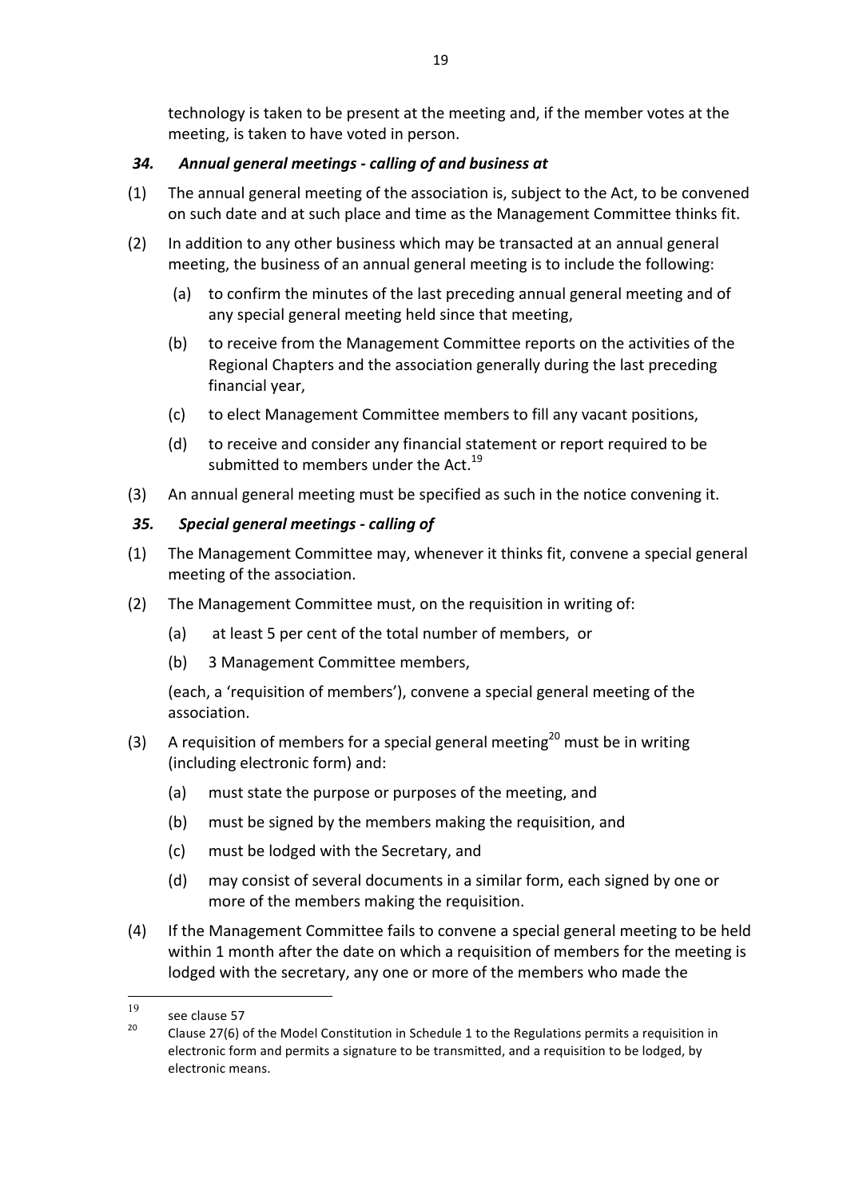technology is taken to be present at the meeting and, if the member votes at the meeting, is taken to have voted in person.

### *34. Annual general meetings - calling of and business at*

(1) The annual general meeting of the association is, subject to the Act, to be convened on such date and at such place and time as the Management Committee thinks fit.

(2) In addition to any other business which may be transacted at an annual general meeting, the business of an annual general meeting is to include the following:

   (a) to confirm the minutes of the last preceding annual general meeting and of any special general meeting held since that meeting,

   (b) to receive from the Management Committee reports on the activities of the Regional Chapters and the association generally during the last preceding financial year,

   (c) to elect Management Committee members to fill any vacant positions,

   (d) to receive and consider any financial statement or report required to be submitted to members under the Act.[19]

(3) An annual general meeting must be specified as such in the notice convening it.

### *35. Special general meetings - calling of*

(1) The Management Committee may, whenever it thinks fit, convene a special general meeting of the association.

(2) The Management Committee must, on the requisition in writing of:

   (a) at least 5 per cent of the total number of members, or

   (b) 3 Management Committee members,

   (each, a 'requisition of members'), convene a special general meeting of the association.

(3) A requisition of members for a special general meeting[20] must be in writing (including electronic form) and:

   (a) must state the purpose or purposes of the meeting, and

   (b) must be signed by the members making the requisition, and

   (c) must be lodged with the Secretary, and

   (d) may consist of several documents in a similar form, each signed by one or more of the members making the requisition.

(4) If the Management Committee fails to convene a special general meeting to be held within 1 month after the date on which a requisition of members for the meeting is lodged with the secretary, any one or more of the members who made the

---

[19] see clause 57

[20] Clause 27(6) of the Model Constitution in Schedule 1 to the Regulations permits a requisition in electronic form and permits a signature to be transmitted, and a requisition to be lodged, by electronic means.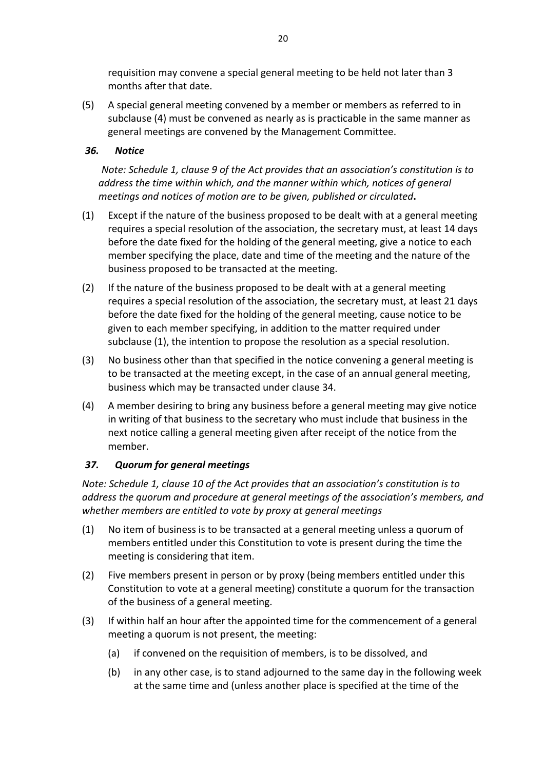requisition may convene a special general meeting to be held not later than 3 months after that date.

(5) A special general meeting convened by a member or members as referred to in subclause (4) must be convened as nearly as is practicable in the same manner as general meetings are convened by the Management Committee.

### *36. Notice*

*Note: Schedule 1, clause 9 of the Act provides that an association's constitution is to address the time within which, and the manner within which, notices of general meetings and notices of motion are to be given, published or circulated***.**

(1) Except if the nature of the business proposed to be dealt with at a general meeting requires a special resolution of the association, the secretary must, at least 14 days before the date fixed for the holding of the general meeting, give a notice to each member specifying the place, date and time of the meeting and the nature of the business proposed to be transacted at the meeting.

(2) If the nature of the business proposed to be dealt with at a general meeting requires a special resolution of the association, the secretary must, at least 21 days before the date fixed for the holding of the general meeting, cause notice to be given to each member specifying, in addition to the matter required under subclause (1), the intention to propose the resolution as a special resolution.

(3) No business other than that specified in the notice convening a general meeting is to be transacted at the meeting except, in the case of an annual general meeting, business which may be transacted under clause 34.

(4) A member desiring to bring any business before a general meeting may give notice in writing of that business to the secretary who must include that business in the next notice calling a general meeting given after receipt of the notice from the member.

### *37. Quorum for general meetings*

*Note: Schedule 1, clause 10 of the Act provides that an association's constitution is to address the quorum and procedure at general meetings of the association's members, and whether members are entitled to vote by proxy at general meetings*

(1) No item of business is to be transacted at a general meeting unless a quorum of members entitled under this Constitution to vote is present during the time the meeting is considering that item.

(2) Five members present in person or by proxy (being members entitled under this Constitution to vote at a general meeting) constitute a quorum for the transaction of the business of a general meeting.

(3) If within half an hour after the appointed time for the commencement of a general meeting a quorum is not present, the meeting:

   (a) if convened on the requisition of members, is to be dissolved, and

   (b) in any other case, is to stand adjourned to the same day in the following week at the same time and (unless another place is specified at the time of the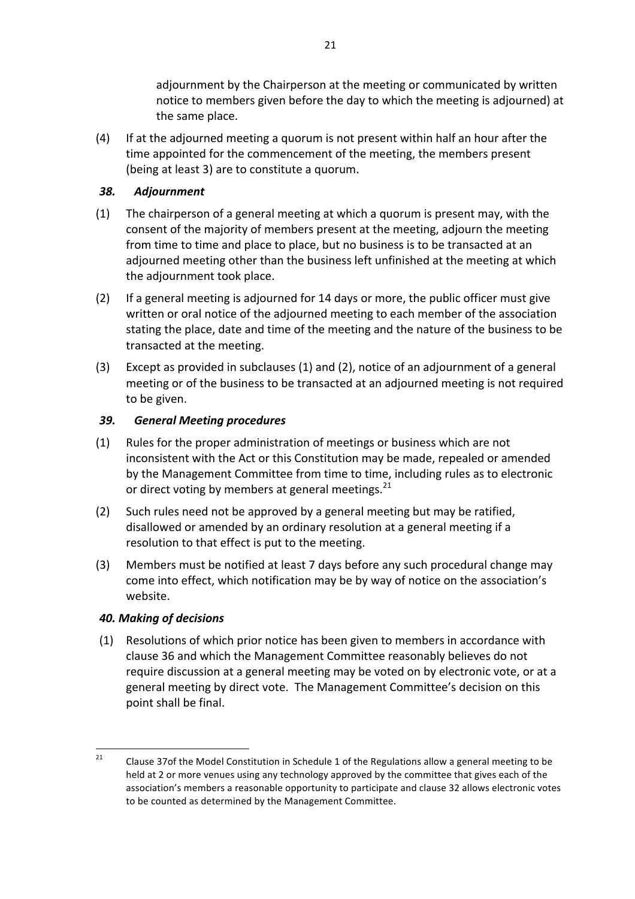adjournment by the Chairperson at the meeting or communicated by written notice to members given before the day to which the meeting is adjourned) at the same place.

(4) If at the adjourned meeting a quorum is not present within half an hour after the time appointed for the commencement of the meeting, the members present (being at least 3) are to constitute a quorum.

### *38. Adjournment*

(1) The chairperson of a general meeting at which a quorum is present may, with the consent of the majority of members present at the meeting, adjourn the meeting from time to time and place to place, but no business is to be transacted at an adjourned meeting other than the business left unfinished at the meeting at which the adjournment took place.

(2) If a general meeting is adjourned for 14 days or more, the public officer must give written or oral notice of the adjourned meeting to each member of the association stating the place, date and time of the meeting and the nature of the business to be transacted at the meeting.

(3) Except as provided in subclauses (1) and (2), notice of an adjournment of a general meeting or of the business to be transacted at an adjourned meeting is not required to be given.

### *39. General Meeting procedures*

(1) Rules for the proper administration of meetings or business which are not inconsistent with the Act or this Constitution may be made, repealed or amended by the Management Committee from time to time, including rules as to electronic or direct voting by members at general meetings.[21]

(2) Such rules need not be approved by a general meeting but may be ratified, disallowed or amended by an ordinary resolution at a general meeting if a resolution to that effect is put to the meeting.

(3) Members must be notified at least 7 days before any such procedural change may come into effect, which notification may be by way of notice on the association's website.

### *40. Making of decisions*

(1) Resolutions of which prior notice has been given to members in accordance with clause 36 and which the Management Committee reasonably believes do not require discussion at a general meeting may be voted on by electronic vote, or at a general meeting by direct vote. The Management Committee's decision on this point shall be final.

---

[21] Clause 37of the Model Constitution in Schedule 1 of the Regulations allow a general meeting to be held at 2 or more venues using any technology approved by the committee that gives each of the association's members a reasonable opportunity to participate and clause 32 allows electronic votes to be counted as determined by the Management Committee.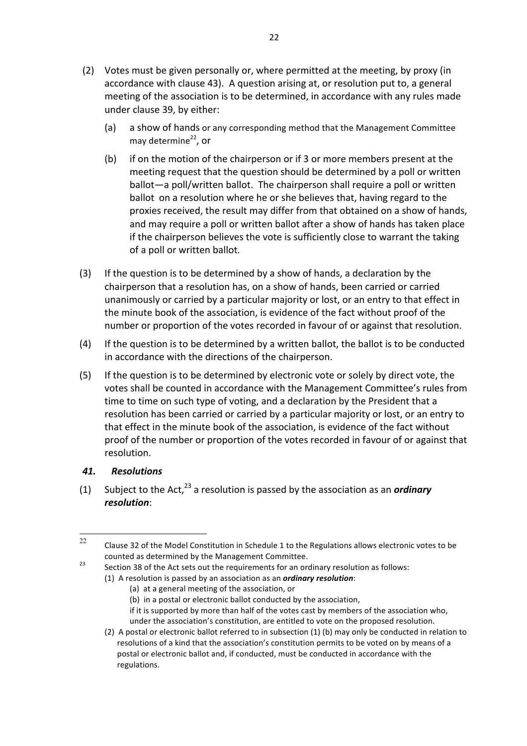(2) Votes must be given personally or, where permitted at the meeting, by proxy (in accordance with clause 43). A question arising at, or resolution put to, a general meeting of the association is to be determined, in accordance with any rules made under clause 39, by either:

  (a) a show of hands or any corresponding method that the Management Committee may determine[22], or

  (b) if on the motion of the chairperson or if 3 or more members present at the meeting request that the question should be determined by a poll or written ballot—a poll/written ballot. The chairperson shall require a poll or written ballot on a resolution where he or she believes that, having regard to the proxies received, the result may differ from that obtained on a show of hands, and may require a poll or written ballot after a show of hands has taken place if the chairperson believes the vote is sufficiently close to warrant the taking of a poll or written ballot.

(3) If the question is to be determined by a show of hands, a declaration by the chairperson that a resolution has, on a show of hands, been carried or carried unanimously or carried by a particular majority or lost, or an entry to that effect in the minute book of the association, is evidence of the fact without proof of the number or proportion of the votes recorded in favour of or against that resolution.

(4) If the question is to be determined by a written ballot, the ballot is to be conducted in accordance with the directions of the chairperson.

(5) If the question is to be determined by electronic vote or solely by direct vote, the votes shall be counted in accordance with the Management Committee's rules from time to time on such type of voting, and a declaration by the President that a resolution has been carried or carried by a particular majority or lost, or an entry to that effect in the minute book of the association, is evidence of the fact without proof of the number or proportion of the votes recorded in favour of or against that resolution.

### *41. Resolutions*

(1) Subject to the Act,[23] a resolution is passed by the association as an ***ordinary resolution***:

---

[22] Clause 32 of the Model Constitution in Schedule 1 to the Regulations allows electronic votes to be counted as determined by the Management Committee.

[23] Section 38 of the Act sets out the requirements for an ordinary resolution as follows:

(1) A resolution is passed by an association as an ***ordinary resolution***:

  (a) at a general meeting of the association, or

  (b) in a postal or electronic ballot conducted by the association,

  if it is supported by more than half of the votes cast by members of the association who, under the association's constitution, are entitled to vote on the proposed resolution.

(2) A postal or electronic ballot referred to in subsection (1) (b) may only be conducted in relation to resolutions of a kind that the association's constitution permits to be voted on by means of a postal or electronic ballot and, if conducted, must be conducted in accordance with the regulations.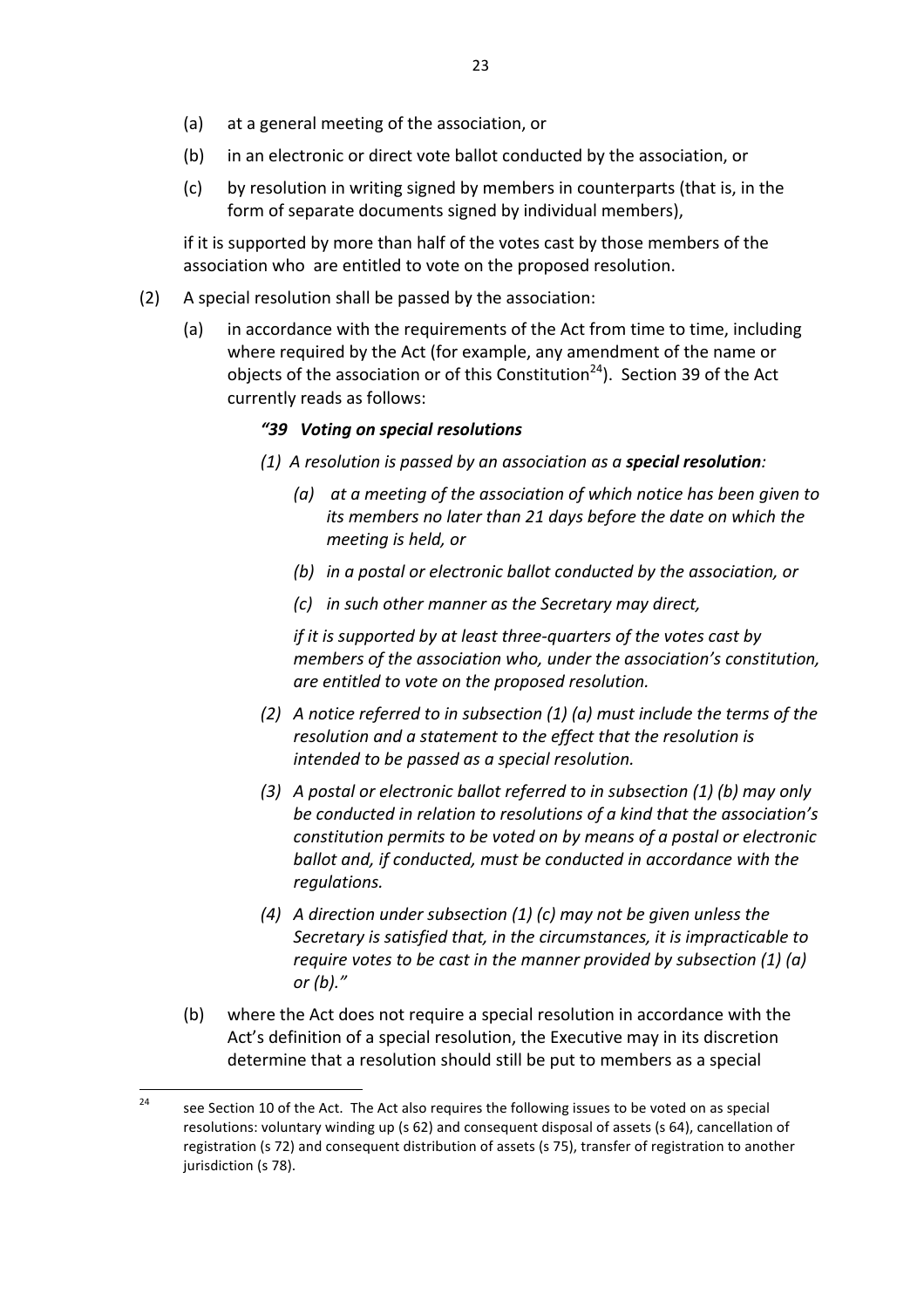(a) at a general meeting of the association, or

(b) in an electronic or direct vote ballot conducted by the association, or

(c) by resolution in writing signed by members in counterparts (that is, in the form of separate documents signed by individual members),

if it is supported by more than half of the votes cast by those members of the association who are entitled to vote on the proposed resolution.

(2) A special resolution shall be passed by the association:

(a) in accordance with the requirements of the Act from time to time, including where required by the Act (for example, any amendment of the name or objects of the association or of this Constitution[24]). Section 39 of the Act currently reads as follows:

> ***"39 Voting on special resolutions***
>
> *(1) A resolution is passed by an association as a **special resolution**:*
>
> *(a) at a meeting of the association of which notice has been given to its members no later than 21 days before the date on which the meeting is held, or*
>
> *(b) in a postal or electronic ballot conducted by the association, or*
>
> *(c) in such other manner as the Secretary may direct,*
>
> *if it is supported by at least three-quarters of the votes cast by members of the association who, under the association's constitution, are entitled to vote on the proposed resolution.*
>
> *(2) A notice referred to in subsection (1) (a) must include the terms of the resolution and a statement to the effect that the resolution is intended to be passed as a special resolution.*
>
> *(3) A postal or electronic ballot referred to in subsection (1) (b) may only be conducted in relation to resolutions of a kind that the association's constitution permits to be voted on by means of a postal or electronic ballot and, if conducted, must be conducted in accordance with the regulations.*
>
> *(4) A direction under subsection (1) (c) may not be given unless the Secretary is satisfied that, in the circumstances, it is impracticable to require votes to be cast in the manner provided by subsection (1) (a) or (b)."*

(b) where the Act does not require a special resolution in accordance with the Act's definition of a special resolution, the Executive may in its discretion determine that a resolution should still be put to members as a special

---

[24] see Section 10 of the Act. The Act also requires the following issues to be voted on as special resolutions: voluntary winding up (s 62) and consequent disposal of assets (s 64), cancellation of registration (s 72) and consequent distribution of assets (s 75), transfer of registration to another jurisdiction (s 78).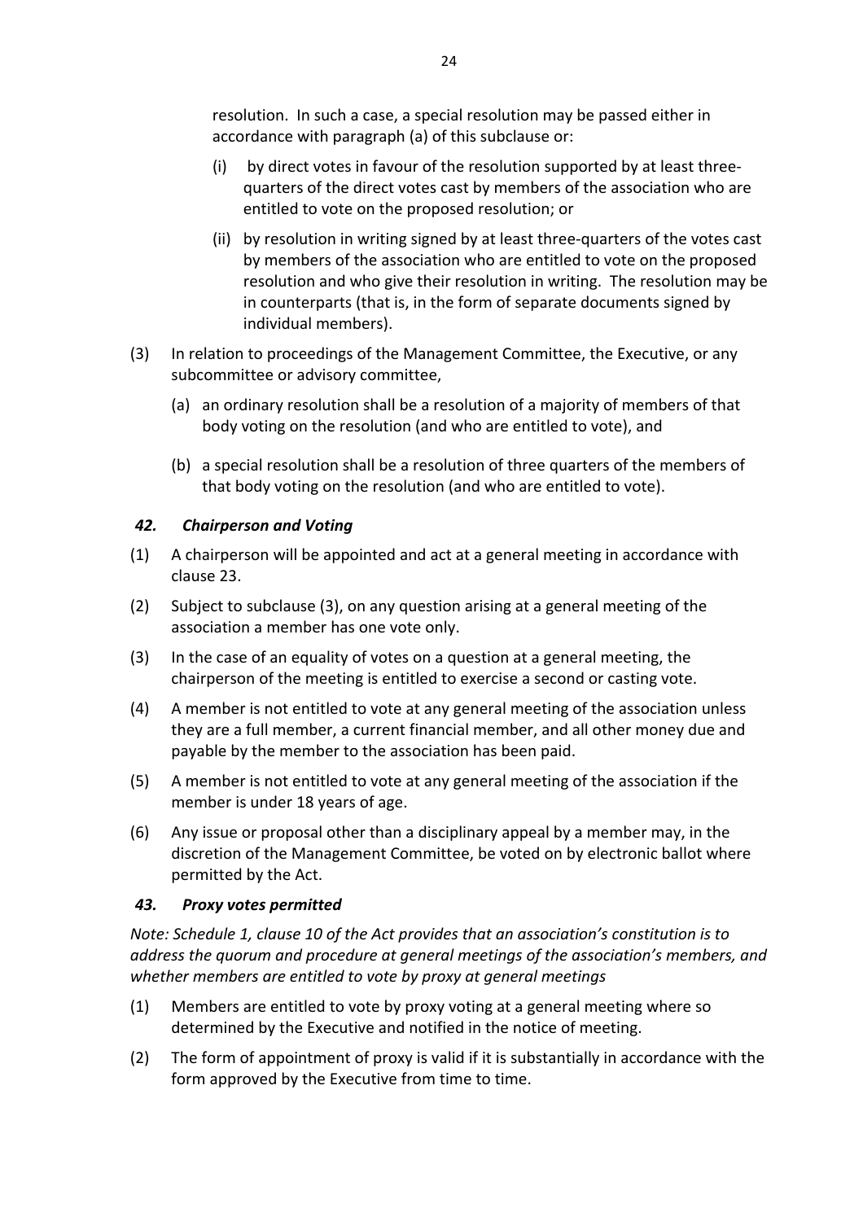resolution. In such a case, a special resolution may be passed either in accordance with paragraph (a) of this subclause or:

- (i) by direct votes in favour of the resolution supported by at least three-quarters of the direct votes cast by members of the association who are entitled to vote on the proposed resolution; or
- (ii) by resolution in writing signed by at least three-quarters of the votes cast by members of the association who are entitled to vote on the proposed resolution and who give their resolution in writing. The resolution may be in counterparts (that is, in the form of separate documents signed by individual members).

(3) In relation to proceedings of the Management Committee, the Executive, or any subcommittee or advisory committee,

- (a) an ordinary resolution shall be a resolution of a majority of members of that body voting on the resolution (and who are entitled to vote), and
- (b) a special resolution shall be a resolution of three quarters of the members of that body voting on the resolution (and who are entitled to vote).

### *42. Chairperson and Voting*

(1) A chairperson will be appointed and act at a general meeting in accordance with clause 23.

(2) Subject to subclause (3), on any question arising at a general meeting of the association a member has one vote only.

(3) In the case of an equality of votes on a question at a general meeting, the chairperson of the meeting is entitled to exercise a second or casting vote.

(4) A member is not entitled to vote at any general meeting of the association unless they are a full member, a current financial member, and all other money due and payable by the member to the association has been paid.

(5) A member is not entitled to vote at any general meeting of the association if the member is under 18 years of age.

(6) Any issue or proposal other than a disciplinary appeal by a member may, in the discretion of the Management Committee, be voted on by electronic ballot where permitted by the Act.

### *43. Proxy votes permitted*

*Note: Schedule 1, clause 10 of the Act provides that an association's constitution is to address the quorum and procedure at general meetings of the association's members, and whether members are entitled to vote by proxy at general meetings*

(1) Members are entitled to vote by proxy voting at a general meeting where so determined by the Executive and notified in the notice of meeting.

(2) The form of appointment of proxy is valid if it is substantially in accordance with the form approved by the Executive from time to time.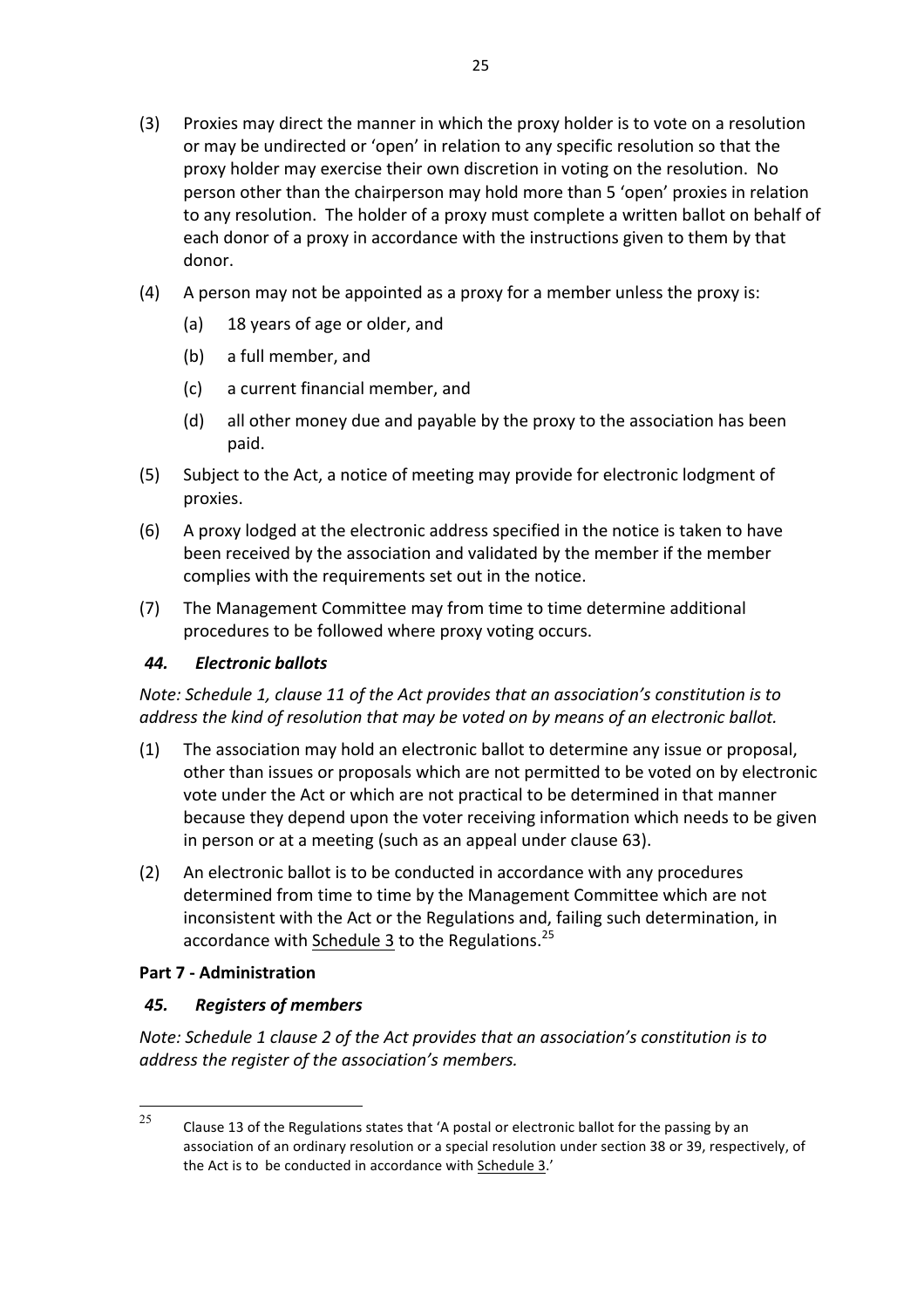(3) Proxies may direct the manner in which the proxy holder is to vote on a resolution or may be undirected or 'open' in relation to any specific resolution so that the proxy holder may exercise their own discretion in voting on the resolution. No person other than the chairperson may hold more than 5 'open' proxies in relation to any resolution. The holder of a proxy must complete a written ballot on behalf of each donor of a proxy in accordance with the instructions given to them by that donor.

(4) A person may not be appointed as a proxy for a member unless the proxy is:

  (a) 18 years of age or older, and

  (b) a full member, and

  (c) a current financial member, and

  (d) all other money due and payable by the proxy to the association has been paid.

(5) Subject to the Act, a notice of meeting may provide for electronic lodgment of proxies.

(6) A proxy lodged at the electronic address specified in the notice is taken to have been received by the association and validated by the member if the member complies with the requirements set out in the notice.

(7) The Management Committee may from time to time determine additional procedures to be followed where proxy voting occurs.

### *44. Electronic ballots*

*Note: Schedule 1, clause 11 of the Act provides that an association's constitution is to address the kind of resolution that may be voted on by means of an electronic ballot.*

(1) The association may hold an electronic ballot to determine any issue or proposal, other than issues or proposals which are not permitted to be voted on by electronic vote under the Act or which are not practical to be determined in that manner because they depend upon the voter receiving information which needs to be given in person or at a meeting (such as an appeal under clause 63).

(2) An electronic ballot is to be conducted in accordance with any procedures determined from time to time by the Management Committee which are not inconsistent with the Act or the Regulations and, failing such determination, in accordance with Schedule 3 to the Regulations.[25]

## Part 7 - Administration

### *45. Registers of members*

*Note: Schedule 1 clause 2 of the Act provides that an association's constitution is to address the register of the association's members.*

---

[25] Clause 13 of the Regulations states that 'A postal or electronic ballot for the passing by an association of an ordinary resolution or a special resolution under section 38 or 39, respectively, of the Act is to be conducted in accordance with Schedule 3.'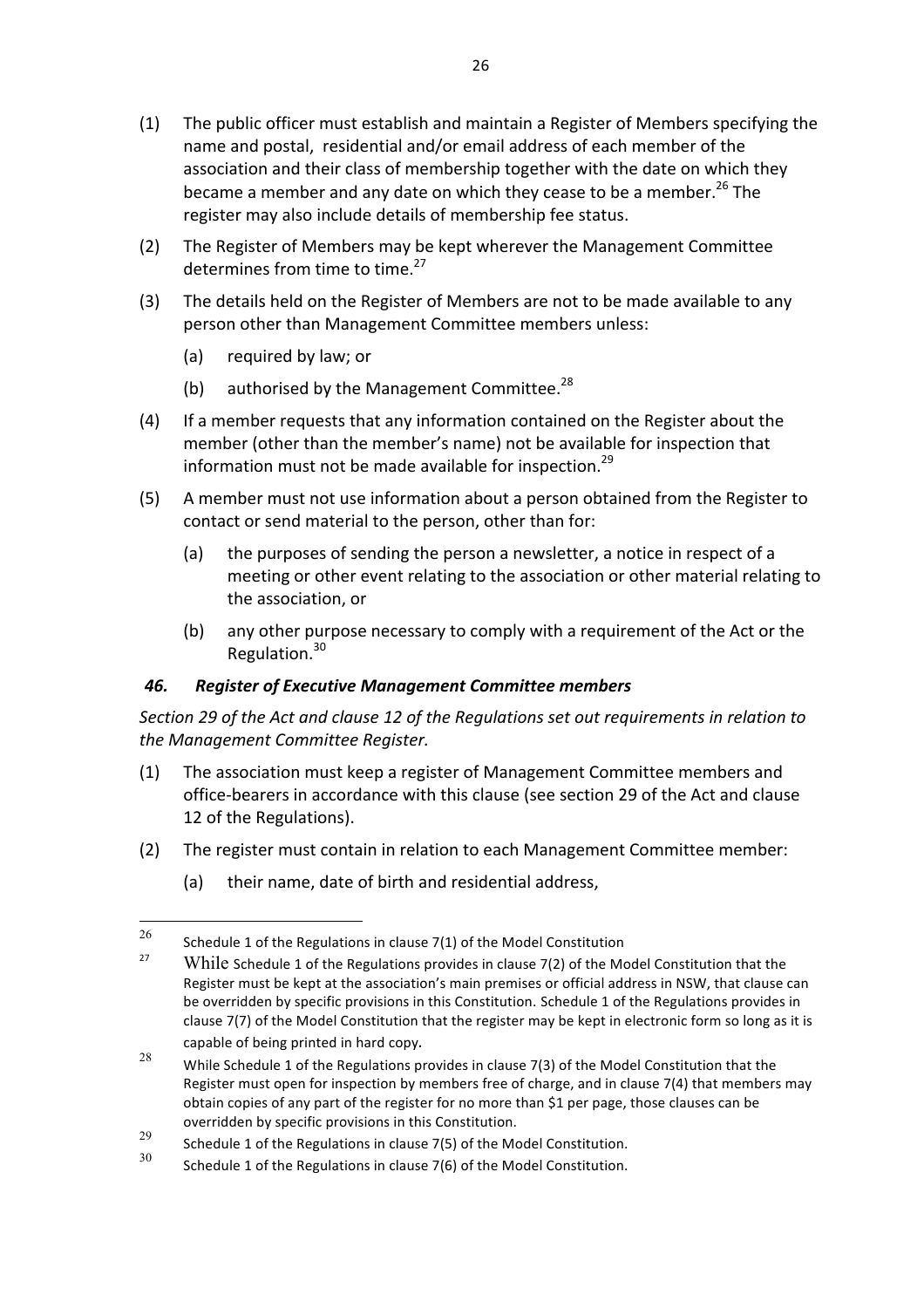(1) The public officer must establish and maintain a Register of Members specifying the name and postal, residential and/or email address of each member of the association and their class of membership together with the date on which they became a member and any date on which they cease to be a member.[26] The register may also include details of membership fee status.

(2) The Register of Members may be kept wherever the Management Committee determines from time to time.[27]

(3) The details held on the Register of Members are not to be made available to any person other than Management Committee members unless:

   (a) required by law; or

   (b) authorised by the Management Committee.[28]

(4) If a member requests that any information contained on the Register about the member (other than the member's name) not be available for inspection that information must not be made available for inspection.[29]

(5) A member must not use information about a person obtained from the Register to contact or send material to the person, other than for:

   (a) the purposes of sending the person a newsletter, a notice in respect of a meeting or other event relating to the association or other material relating to the association, or

   (b) any other purpose necessary to comply with a requirement of the Act or the Regulation.[30]

### *46. Register of Executive Management Committee members*

*Section 29 of the Act and clause 12 of the Regulations set out requirements in relation to the Management Committee Register.*

(1) The association must keep a register of Management Committee members and office-bearers in accordance with this clause (see section 29 of the Act and clause 12 of the Regulations).

(2) The register must contain in relation to each Management Committee member:

   (a) their name, date of birth and residential address,

---

[26] Schedule 1 of the Regulations in clause 7(1) of the Model Constitution

[27] While Schedule 1 of the Regulations provides in clause 7(2) of the Model Constitution that the Register must be kept at the association's main premises or official address in NSW, that clause can be overridden by specific provisions in this Constitution. Schedule 1 of the Regulations provides in clause 7(7) of the Model Constitution that the register may be kept in electronic form so long as it is capable of being printed in hard copy.

[28] While Schedule 1 of the Regulations provides in clause 7(3) of the Model Constitution that the Register must open for inspection by members free of charge, and in clause 7(4) that members may obtain copies of any part of the register for no more than $1 per page, those clauses can be overridden by specific provisions in this Constitution.

[29] Schedule 1 of the Regulations in clause 7(5) of the Model Constitution.

[30] Schedule 1 of the Regulations in clause 7(6) of the Model Constitution.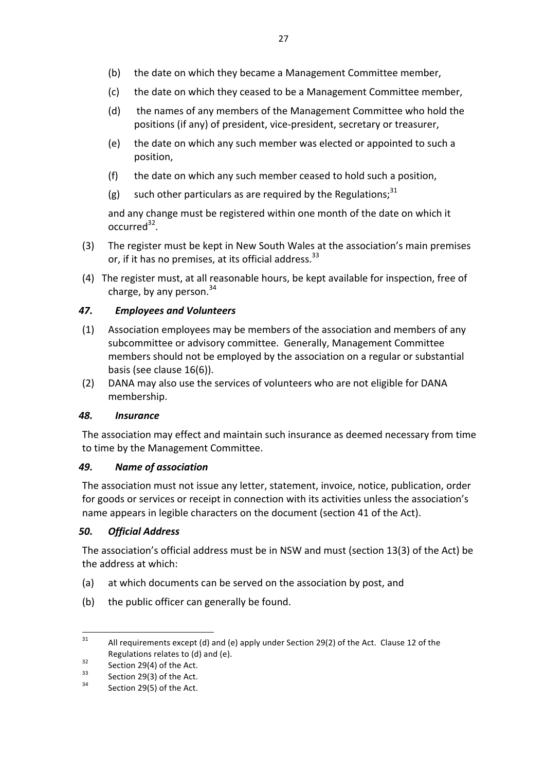(b) the date on which they became a Management Committee member,

(c) the date on which they ceased to be a Management Committee member,

(d) the names of any members of the Management Committee who hold the positions (if any) of president, vice-president, secretary or treasurer,

(e) the date on which any such member was elected or appointed to such a position,

(f) the date on which any such member ceased to hold such a position,

(g) such other particulars as are required by the Regulations;[31]

and any change must be registered within one month of the date on which it occurred[32].

(3) The register must be kept in New South Wales at the association's main premises or, if it has no premises, at its official address.[33]

(4) The register must, at all reasonable hours, be kept available for inspection, free of charge, by any person.[34]

### *47. Employees and Volunteers*

(1) Association employees may be members of the association and members of any subcommittee or advisory committee. Generally, Management Committee members should not be employed by the association on a regular or substantial basis (see clause 16(6)).

(2) DANA may also use the services of volunteers who are not eligible for DANA membership.

### *48. Insurance*

The association may effect and maintain such insurance as deemed necessary from time to time by the Management Committee.

### *49. Name of association*

The association must not issue any letter, statement, invoice, notice, publication, order for goods or services or receipt in connection with its activities unless the association's name appears in legible characters on the document (section 41 of the Act).

### *50. Official Address*

The association's official address must be in NSW and must (section 13(3) of the Act) be the address at which:

(a) at which documents can be served on the association by post, and

(b) the public officer can generally be found.

---

[31] All requirements except (d) and (e) apply under Section 29(2) of the Act. Clause 12 of the Regulations relates to (d) and (e).

[32] Section 29(4) of the Act.

[33] Section 29(3) of the Act.

[34] Section 29(5) of the Act.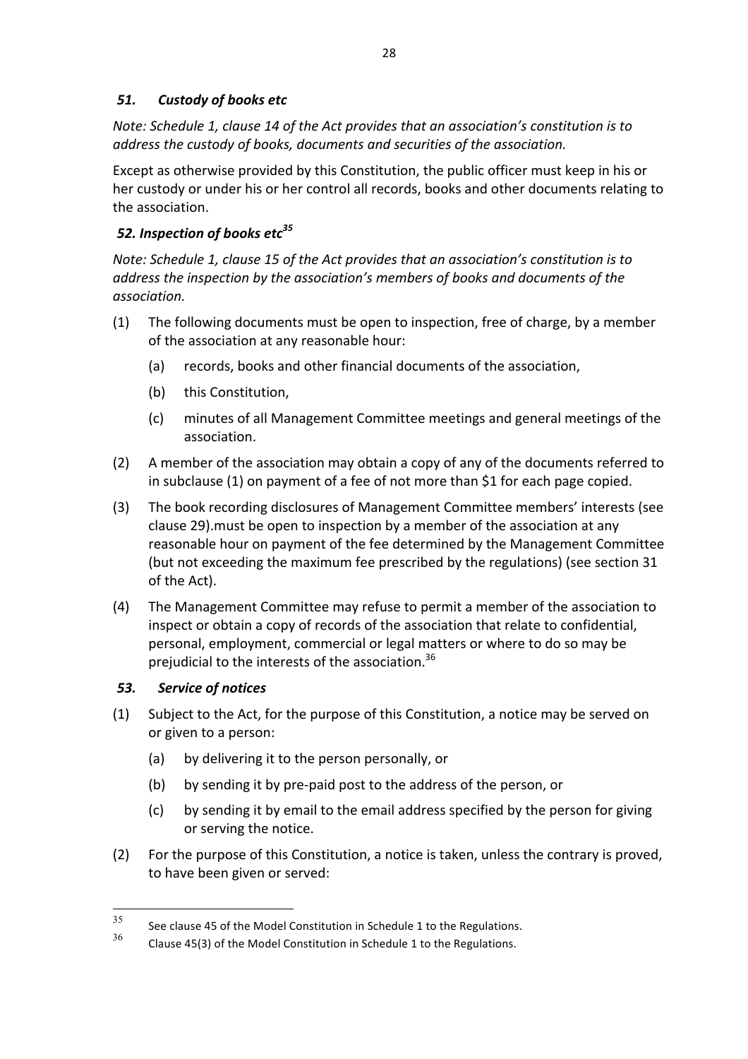### *51. Custody of books etc*

*Note: Schedule 1, clause 14 of the Act provides that an association's constitution is to address the custody of books, documents and securities of the association.*

Except as otherwise provided by this Constitution, the public officer must keep in his or her custody or under his or her control all records, books and other documents relating to the association.

### *52. Inspection of books etc*[35]

*Note: Schedule 1, clause 15 of the Act provides that an association's constitution is to address the inspection by the association's members of books and documents of the association.*

(1) The following documents must be open to inspection, free of charge, by a member of the association at any reasonable hour:

  (a) records, books and other financial documents of the association,

  (b) this Constitution,

  (c) minutes of all Management Committee meetings and general meetings of the association.

(2) A member of the association may obtain a copy of any of the documents referred to in subclause (1) on payment of a fee of not more than $1 for each page copied.

(3) The book recording disclosures of Management Committee members' interests (see clause 29).must be open to inspection by a member of the association at any reasonable hour on payment of the fee determined by the Management Committee (but not exceeding the maximum fee prescribed by the regulations) (see section 31 of the Act).

(4) The Management Committee may refuse to permit a member of the association to inspect or obtain a copy of records of the association that relate to confidential, personal, employment, commercial or legal matters or where to do so may be prejudicial to the interests of the association.[36]

### *53. Service of notices*

(1) Subject to the Act, for the purpose of this Constitution, a notice may be served on or given to a person:

  (a) by delivering it to the person personally, or

  (b) by sending it by pre-paid post to the address of the person, or

  (c) by sending it by email to the email address specified by the person for giving or serving the notice.

(2) For the purpose of this Constitution, a notice is taken, unless the contrary is proved, to have been given or served:

---

[35] See clause 45 of the Model Constitution in Schedule 1 to the Regulations.

[36] Clause 45(3) of the Model Constitution in Schedule 1 to the Regulations.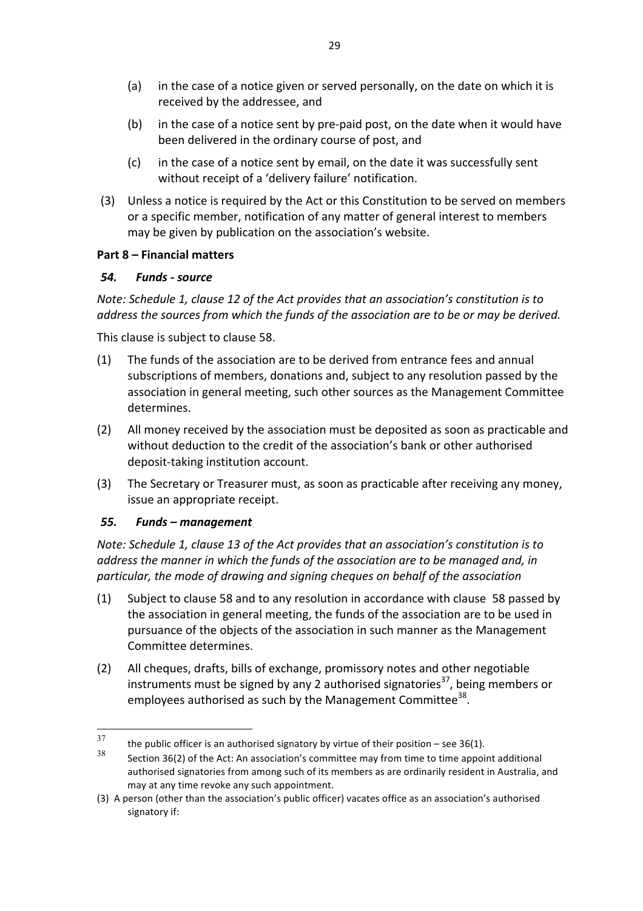(a) in the case of a notice given or served personally, on the date on which it is received by the addressee, and

(b) in the case of a notice sent by pre-paid post, on the date when it would have been delivered in the ordinary course of post, and

(c) in the case of a notice sent by email, on the date it was successfully sent without receipt of a 'delivery failure' notification.

(3) Unless a notice is required by the Act or this Constitution to be served on members or a specific member, notification of any matter of general interest to members may be given by publication on the association's website.

**Part 8 – Financial matters**

***54. Funds - source***

*Note: Schedule 1, clause 12 of the Act provides that an association's constitution is to address the sources from which the funds of the association are to be or may be derived.*

This clause is subject to clause 58.

(1) The funds of the association are to be derived from entrance fees and annual subscriptions of members, donations and, subject to any resolution passed by the association in general meeting, such other sources as the Management Committee determines.

(2) All money received by the association must be deposited as soon as practicable and without deduction to the credit of the association's bank or other authorised deposit-taking institution account.

(3) The Secretary or Treasurer must, as soon as practicable after receiving any money, issue an appropriate receipt.

***55. Funds – management***

*Note: Schedule 1, clause 13 of the Act provides that an association's constitution is to address the manner in which the funds of the association are to be managed and, in particular, the mode of drawing and signing cheques on behalf of the association*

(1) Subject to clause 58 and to any resolution in accordance with clause 58 passed by the association in general meeting, the funds of the association are to be used in pursuance of the objects of the association in such manner as the Management Committee determines.

(2) All cheques, drafts, bills of exchange, promissory notes and other negotiable instruments must be signed by any 2 authorised signatories[37], being members or employees authorised as such by the Management Committee[38].

---

[37] the public officer is an authorised signatory by virtue of their position – see 36(1).

[38] Section 36(2) of the Act: An association's committee may from time to time appoint additional authorised signatories from among such of its members as are ordinarily resident in Australia, and may at any time revoke any such appointment.

(3) A person (other than the association's public officer) vacates office as an association's authorised signatory if: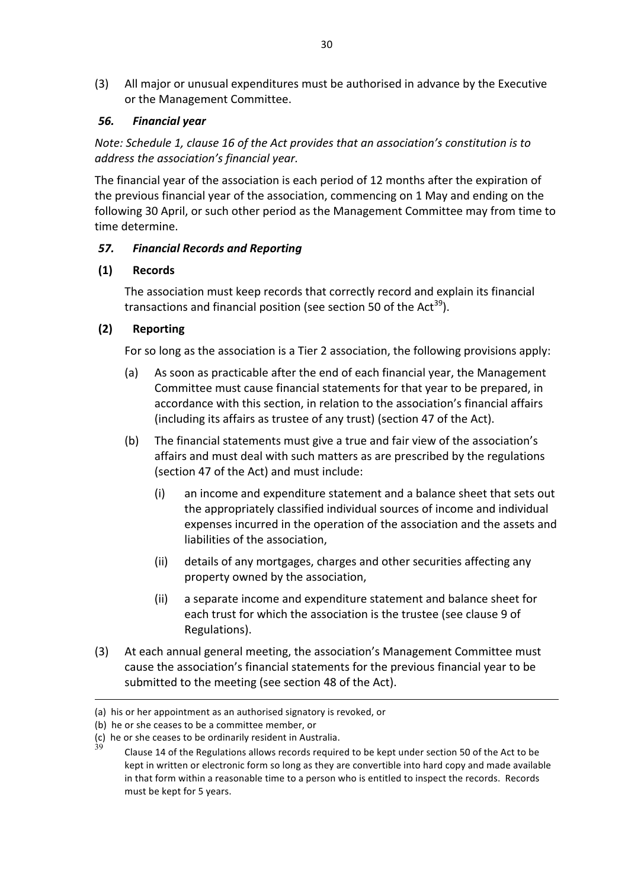(3) All major or unusual expenditures must be authorised in advance by the Executive or the Management Committee.

### *56. Financial year*

*Note: Schedule 1, clause 16 of the Act provides that an association's constitution is to address the association's financial year.*

The financial year of the association is each period of 12 months after the expiration of the previous financial year of the association, commencing on 1 May and ending on the following 30 April, or such other period as the Management Committee may from time to time determine.

### *57. Financial Records and Reporting*

**(1) Records**

The association must keep records that correctly record and explain its financial transactions and financial position (see section 50 of the Act[39]).

**(2) Reporting**

For so long as the association is a Tier 2 association, the following provisions apply:

(a) As soon as practicable after the end of each financial year, the Management Committee must cause financial statements for that year to be prepared, in accordance with this section, in relation to the association's financial affairs (including its affairs as trustee of any trust) (section 47 of the Act).

(b) The financial statements must give a true and fair view of the association's affairs and must deal with such matters as are prescribed by the regulations (section 47 of the Act) and must include:

(i) an income and expenditure statement and a balance sheet that sets out the appropriately classified individual sources of income and individual expenses incurred in the operation of the association and the assets and liabilities of the association,

(ii) details of any mortgages, charges and other securities affecting any property owned by the association,

(ii) a separate income and expenditure statement and balance sheet for each trust for which the association is the trustee (see clause 9 of Regulations).

(3) At each annual general meeting, the association's Management Committee must cause the association's financial statements for the previous financial year to be submitted to the meeting (see section 48 of the Act).

---

(a) his or her appointment as an authorised signatory is revoked, or

(b) he or she ceases to be a committee member, or

(c) he or she ceases to be ordinarily resident in Australia.

[39] Clause 14 of the Regulations allows records required to be kept under section 50 of the Act to be kept in written or electronic form so long as they are convertible into hard copy and made available in that form within a reasonable time to a person who is entitled to inspect the records. Records must be kept for 5 years.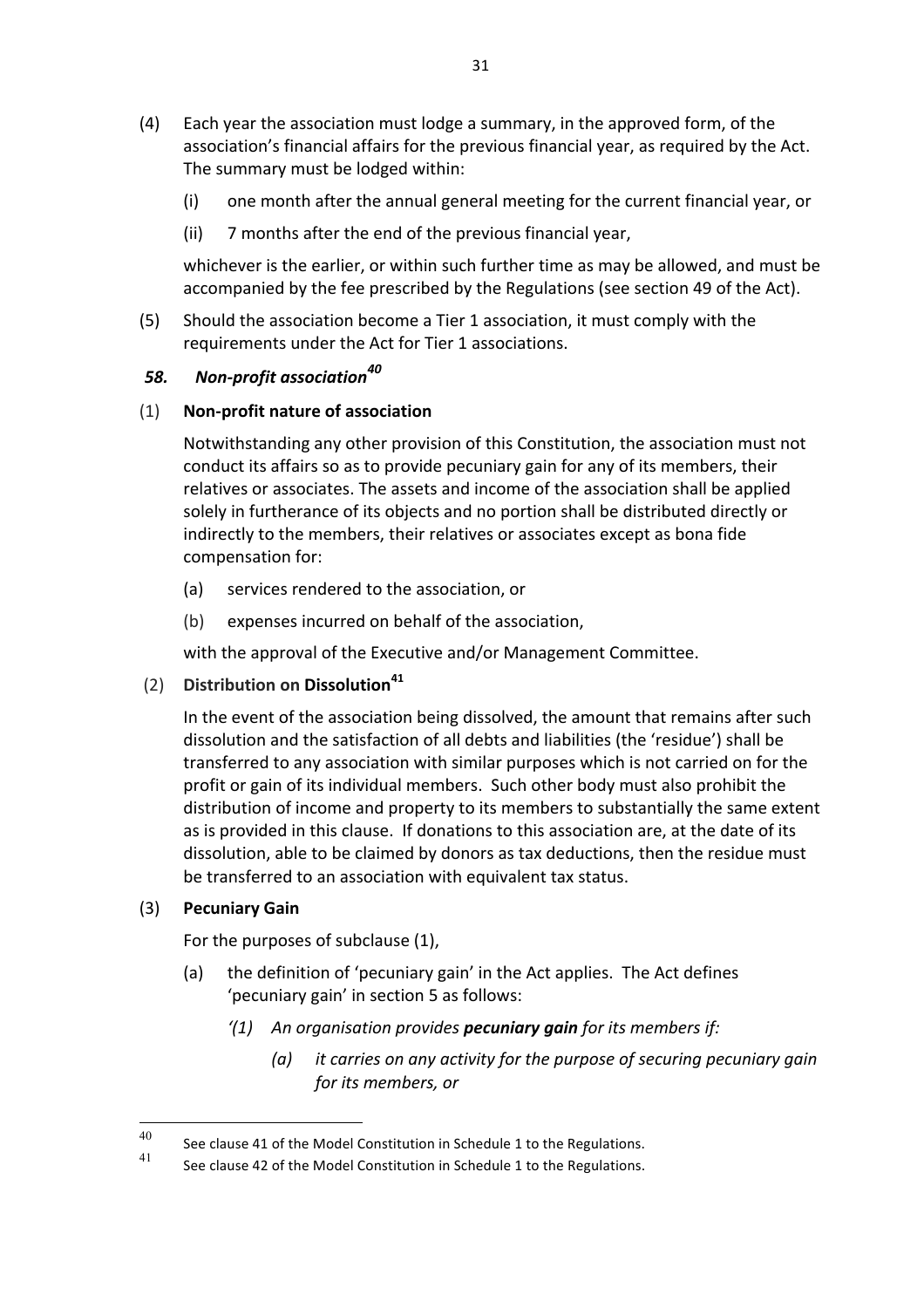(4) Each year the association must lodge a summary, in the approved form, of the association's financial affairs for the previous financial year, as required by the Act. The summary must be lodged within:

   (i) one month after the annual general meeting for the current financial year, or

   (ii) 7 months after the end of the previous financial year,

   whichever is the earlier, or within such further time as may be allowed, and must be accompanied by the fee prescribed by the Regulations (see section 49 of the Act).

(5) Should the association become a Tier 1 association, it must comply with the requirements under the Act for Tier 1 associations.

### *58. Non-profit association*[40]

(1) **Non-profit nature of association**

Notwithstanding any other provision of this Constitution, the association must not conduct its affairs so as to provide pecuniary gain for any of its members, their relatives or associates. The assets and income of the association shall be applied solely in furtherance of its objects and no portion shall be distributed directly or indirectly to the members, their relatives or associates except as bona fide compensation for:

   (a) services rendered to the association, or

   (b) expenses incurred on behalf of the association,

with the approval of the Executive and/or Management Committee.

(2) **Distribution on Dissolution**[41]

In the event of the association being dissolved, the amount that remains after such dissolution and the satisfaction of all debts and liabilities (the 'residue') shall be transferred to any association with similar purposes which is not carried on for the profit or gain of its individual members. Such other body must also prohibit the distribution of income and property to its members to substantially the same extent as is provided in this clause. If donations to this association are, at the date of its dissolution, able to be claimed by donors as tax deductions, then the residue must be transferred to an association with equivalent tax status.

(3) **Pecuniary Gain**

For the purposes of subclause (1),

   (a) the definition of 'pecuniary gain' in the Act applies. The Act defines 'pecuniary gain' in section 5 as follows:

      *'(1) An organisation provides **pecuniary gain** for its members if:*

         *(a) it carries on any activity for the purpose of securing pecuniary gain for its members, or*

---

[40] See clause 41 of the Model Constitution in Schedule 1 to the Regulations.

[41] See clause 42 of the Model Constitution in Schedule 1 to the Regulations.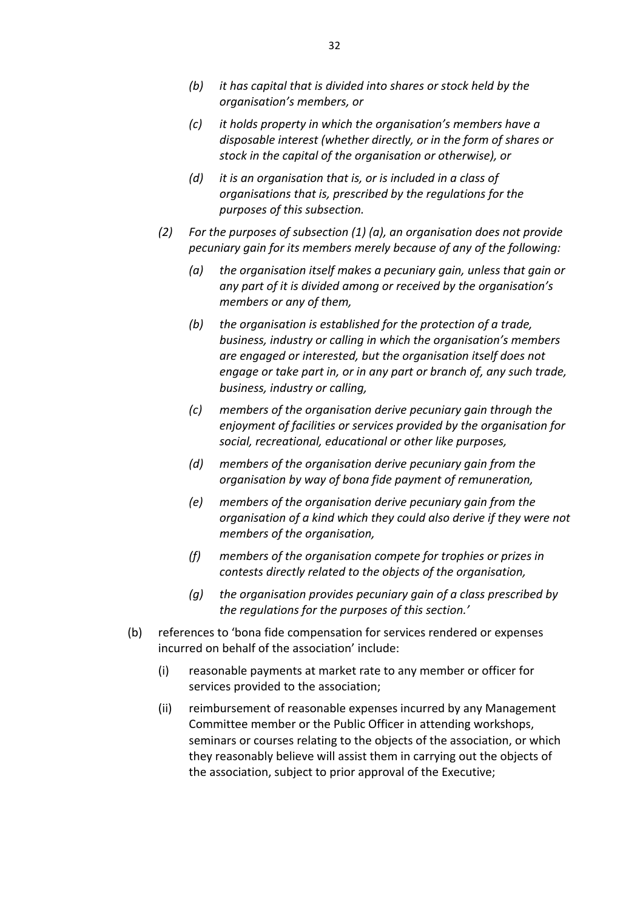*(b) it has capital that is divided into shares or stock held by the organisation's members, or*

*(c) it holds property in which the organisation's members have a disposable interest (whether directly, or in the form of shares or stock in the capital of the organisation or otherwise), or*

*(d) it is an organisation that is, or is included in a class of organisations that is, prescribed by the regulations for the purposes of this subsection.*

*(2) For the purposes of subsection (1) (a), an organisation does not provide pecuniary gain for its members merely because of any of the following:*

*(a) the organisation itself makes a pecuniary gain, unless that gain or any part of it is divided among or received by the organisation's members or any of them,*

*(b) the organisation is established for the protection of a trade, business, industry or calling in which the organisation's members are engaged or interested, but the organisation itself does not engage or take part in, or in any part or branch of, any such trade, business, industry or calling,*

*(c) members of the organisation derive pecuniary gain through the enjoyment of facilities or services provided by the organisation for social, recreational, educational or other like purposes,*

*(d) members of the organisation derive pecuniary gain from the organisation by way of bona fide payment of remuneration,*

*(e) members of the organisation derive pecuniary gain from the organisation of a kind which they could also derive if they were not members of the organisation,*

*(f) members of the organisation compete for trophies or prizes in contests directly related to the objects of the organisation,*

*(g) the organisation provides pecuniary gain of a class prescribed by the regulations for the purposes of this section.'*

(b) references to 'bona fide compensation for services rendered or expenses incurred on behalf of the association' include:

(i) reasonable payments at market rate to any member or officer for services provided to the association;

(ii) reimbursement of reasonable expenses incurred by any Management Committee member or the Public Officer in attending workshops, seminars or courses relating to the objects of the association, or which they reasonably believe will assist them in carrying out the objects of the association, subject to prior approval of the Executive;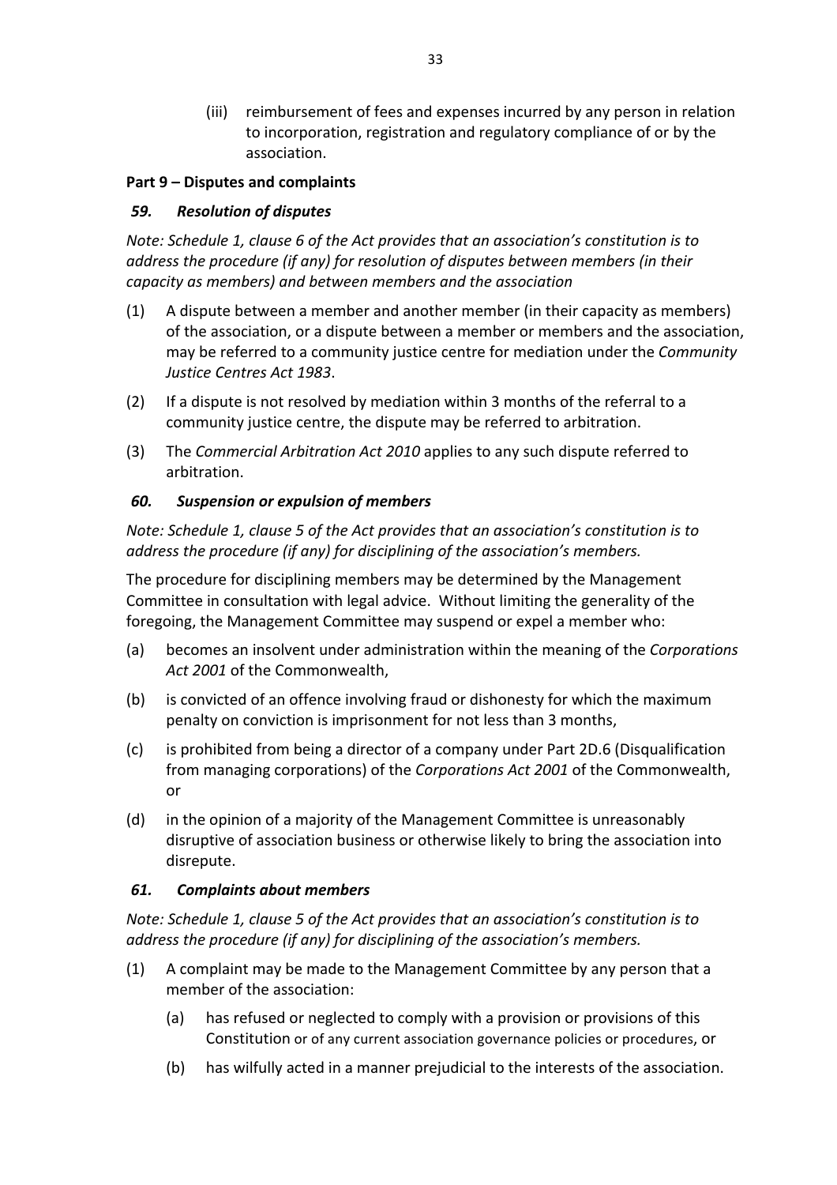(iii) reimbursement of fees and expenses incurred by any person in relation to incorporation, registration and regulatory compliance of or by the association.

**Part 9 – Disputes and complaints**

***59. Resolution of disputes***

*Note: Schedule 1, clause 6 of the Act provides that an association's constitution is to address the procedure (if any) for resolution of disputes between members (in their capacity as members) and between members and the association*

(1) A dispute between a member and another member (in their capacity as members) of the association, or a dispute between a member or members and the association, may be referred to a community justice centre for mediation under the *Community Justice Centres Act 1983*.

(2) If a dispute is not resolved by mediation within 3 months of the referral to a community justice centre, the dispute may be referred to arbitration.

(3) The *Commercial Arbitration Act 2010* applies to any such dispute referred to arbitration.

***60. Suspension or expulsion of members***

*Note: Schedule 1, clause 5 of the Act provides that an association's constitution is to address the procedure (if any) for disciplining of the association's members.*

The procedure for disciplining members may be determined by the Management Committee in consultation with legal advice. Without limiting the generality of the foregoing, the Management Committee may suspend or expel a member who:

(a) becomes an insolvent under administration within the meaning of the *Corporations Act 2001* of the Commonwealth,

(b) is convicted of an offence involving fraud or dishonesty for which the maximum penalty on conviction is imprisonment for not less than 3 months,

(c) is prohibited from being a director of a company under Part 2D.6 (Disqualification from managing corporations) of the *Corporations Act 2001* of the Commonwealth, or

(d) in the opinion of a majority of the Management Committee is unreasonably disruptive of association business or otherwise likely to bring the association into disrepute.

***61. Complaints about members***

*Note: Schedule 1, clause 5 of the Act provides that an association's constitution is to address the procedure (if any) for disciplining of the association's members.*

(1) A complaint may be made to the Management Committee by any person that a member of the association:

(a) has refused or neglected to comply with a provision or provisions of this Constitution or of any current association governance policies or procedures, or

(b) has wilfully acted in a manner prejudicial to the interests of the association.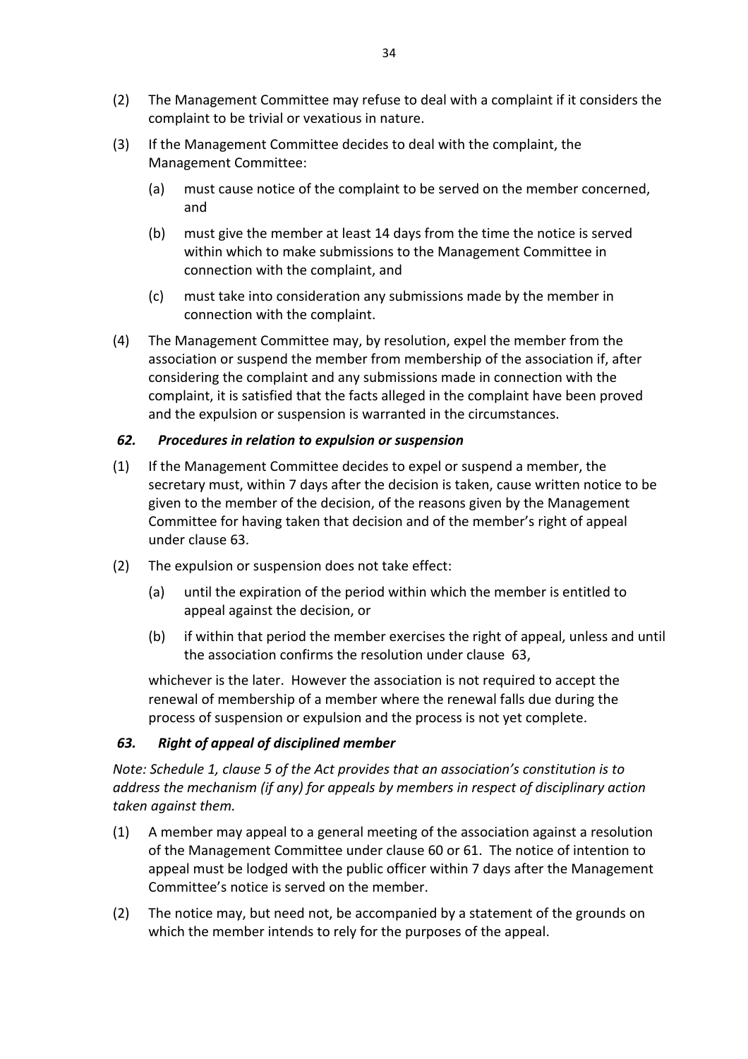(2) The Management Committee may refuse to deal with a complaint if it considers the complaint to be trivial or vexatious in nature.

(3) If the Management Committee decides to deal with the complaint, the Management Committee:

  (a) must cause notice of the complaint to be served on the member concerned, and

  (b) must give the member at least 14 days from the time the notice is served within which to make submissions to the Management Committee in connection with the complaint, and

  (c) must take into consideration any submissions made by the member in connection with the complaint.

(4) The Management Committee may, by resolution, expel the member from the association or suspend the member from membership of the association if, after considering the complaint and any submissions made in connection with the complaint, it is satisfied that the facts alleged in the complaint have been proved and the expulsion or suspension is warranted in the circumstances.

### *62. Procedures in relation to expulsion or suspension*

(1) If the Management Committee decides to expel or suspend a member, the secretary must, within 7 days after the decision is taken, cause written notice to be given to the member of the decision, of the reasons given by the Management Committee for having taken that decision and of the member's right of appeal under clause 63.

(2) The expulsion or suspension does not take effect:

  (a) until the expiration of the period within which the member is entitled to appeal against the decision, or

  (b) if within that period the member exercises the right of appeal, unless and until the association confirms the resolution under clause 63,

whichever is the later. However the association is not required to accept the renewal of membership of a member where the renewal falls due during the process of suspension or expulsion and the process is not yet complete.

### *63. Right of appeal of disciplined member*

*Note: Schedule 1, clause 5 of the Act provides that an association's constitution is to address the mechanism (if any) for appeals by members in respect of disciplinary action taken against them.*

(1) A member may appeal to a general meeting of the association against a resolution of the Management Committee under clause 60 or 61. The notice of intention to appeal must be lodged with the public officer within 7 days after the Management Committee's notice is served on the member.

(2) The notice may, but need not, be accompanied by a statement of the grounds on which the member intends to rely for the purposes of the appeal.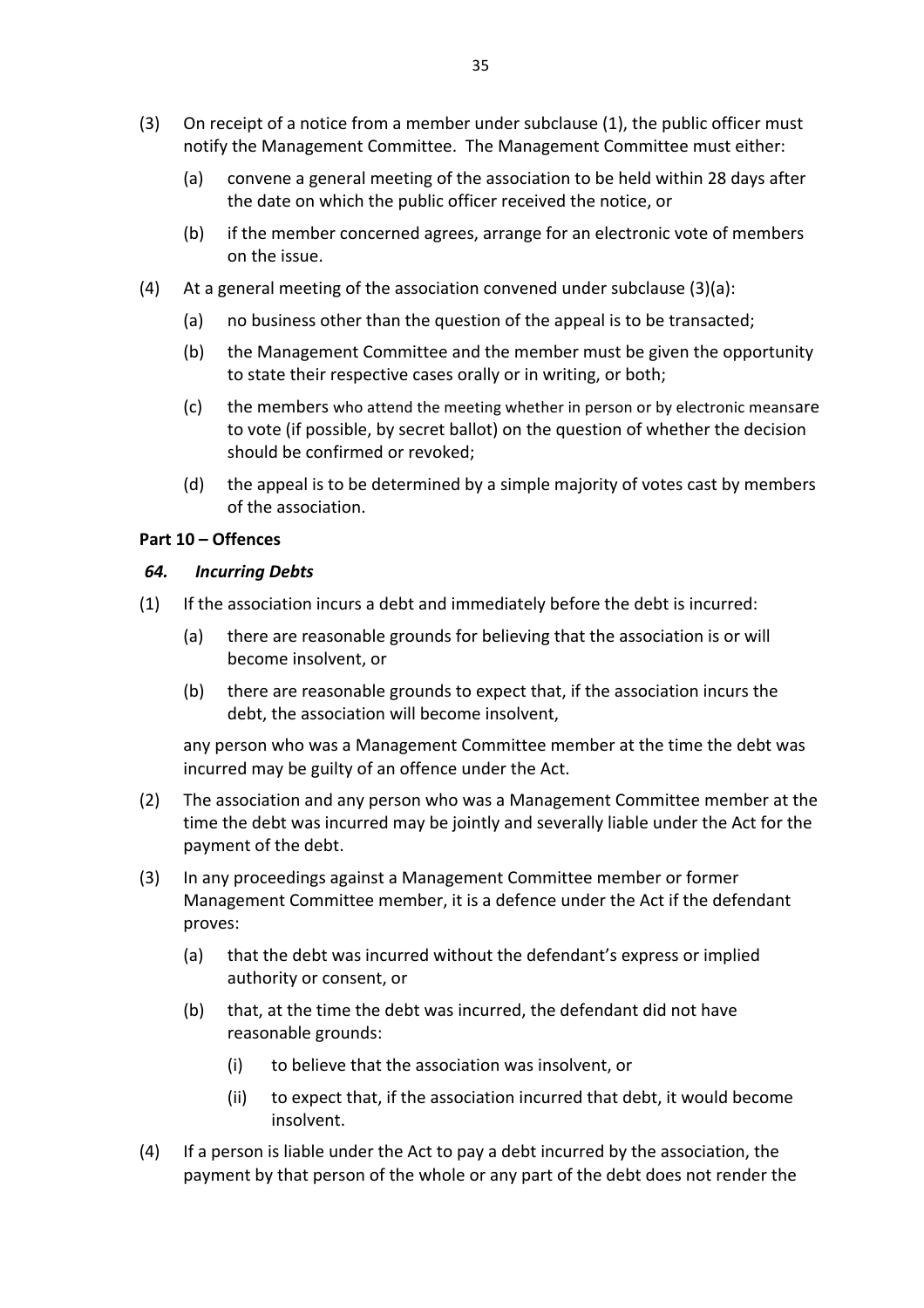(3) On receipt of a notice from a member under subclause (1), the public officer must notify the Management Committee. The Management Committee must either:

  (a) convene a general meeting of the association to be held within 28 days after the date on which the public officer received the notice, or

  (b) if the member concerned agrees, arrange for an electronic vote of members on the issue.

(4) At a general meeting of the association convened under subclause (3)(a):

  (a) no business other than the question of the appeal is to be transacted;

  (b) the Management Committee and the member must be given the opportunity to state their respective cases orally or in writing, or both;

  (c) the members who attend the meeting whether in person or by electronic meansare to vote (if possible, by secret ballot) on the question of whether the decision should be confirmed or revoked;

  (d) the appeal is to be determined by a simple majority of votes cast by members of the association.

**Part 10 – Offences**

***64. Incurring Debts***

(1) If the association incurs a debt and immediately before the debt is incurred:

  (a) there are reasonable grounds for believing that the association is or will become insolvent, or

  (b) there are reasonable grounds to expect that, if the association incurs the debt, the association will become insolvent,

  any person who was a Management Committee member at the time the debt was incurred may be guilty of an offence under the Act.

(2) The association and any person who was a Management Committee member at the time the debt was incurred may be jointly and severally liable under the Act for the payment of the debt.

(3) In any proceedings against a Management Committee member or former Management Committee member, it is a defence under the Act if the defendant proves:

  (a) that the debt was incurred without the defendant's express or implied authority or consent, or

  (b) that, at the time the debt was incurred, the defendant did not have reasonable grounds:

    (i) to believe that the association was insolvent, or

    (ii) to expect that, if the association incurred that debt, it would become insolvent.

(4) If a person is liable under the Act to pay a debt incurred by the association, the payment by that person of the whole or any part of the debt does not render the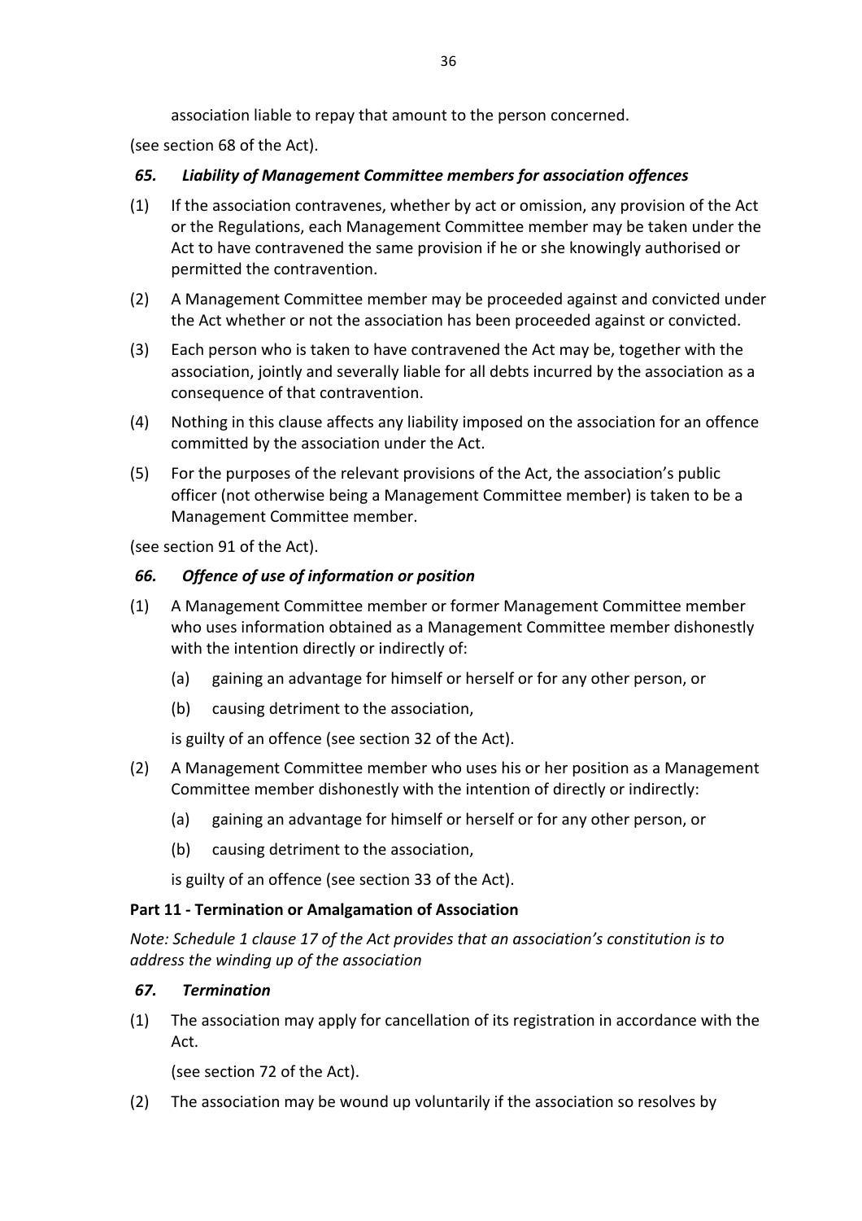association liable to repay that amount to the person concerned.

(see section 68 of the Act).

### *65. Liability of Management Committee members for association offences*

(1) If the association contravenes, whether by act or omission, any provision of the Act or the Regulations, each Management Committee member may be taken under the Act to have contravened the same provision if he or she knowingly authorised or permitted the contravention.

(2) A Management Committee member may be proceeded against and convicted under the Act whether or not the association has been proceeded against or convicted.

(3) Each person who is taken to have contravened the Act may be, together with the association, jointly and severally liable for all debts incurred by the association as a consequence of that contravention.

(4) Nothing in this clause affects any liability imposed on the association for an offence committed by the association under the Act.

(5) For the purposes of the relevant provisions of the Act, the association's public officer (not otherwise being a Management Committee member) is taken to be a Management Committee member.

(see section 91 of the Act).

### *66. Offence of use of information or position*

(1) A Management Committee member or former Management Committee member who uses information obtained as a Management Committee member dishonestly with the intention directly or indirectly of:

   (a) gaining an advantage for himself or herself or for any other person, or

   (b) causing detriment to the association,

   is guilty of an offence (see section 32 of the Act).

(2) A Management Committee member who uses his or her position as a Management Committee member dishonestly with the intention of directly or indirectly:

   (a) gaining an advantage for himself or herself or for any other person, or

   (b) causing detriment to the association,

   is guilty of an offence (see section 33 of the Act).

## Part 11 - Termination or Amalgamation of Association

*Note: Schedule 1 clause 17 of the Act provides that an association's constitution is to address the winding up of the association*

### *67. Termination*

(1) The association may apply for cancellation of its registration in accordance with the Act.

   (see section 72 of the Act).

(2) The association may be wound up voluntarily if the association so resolves by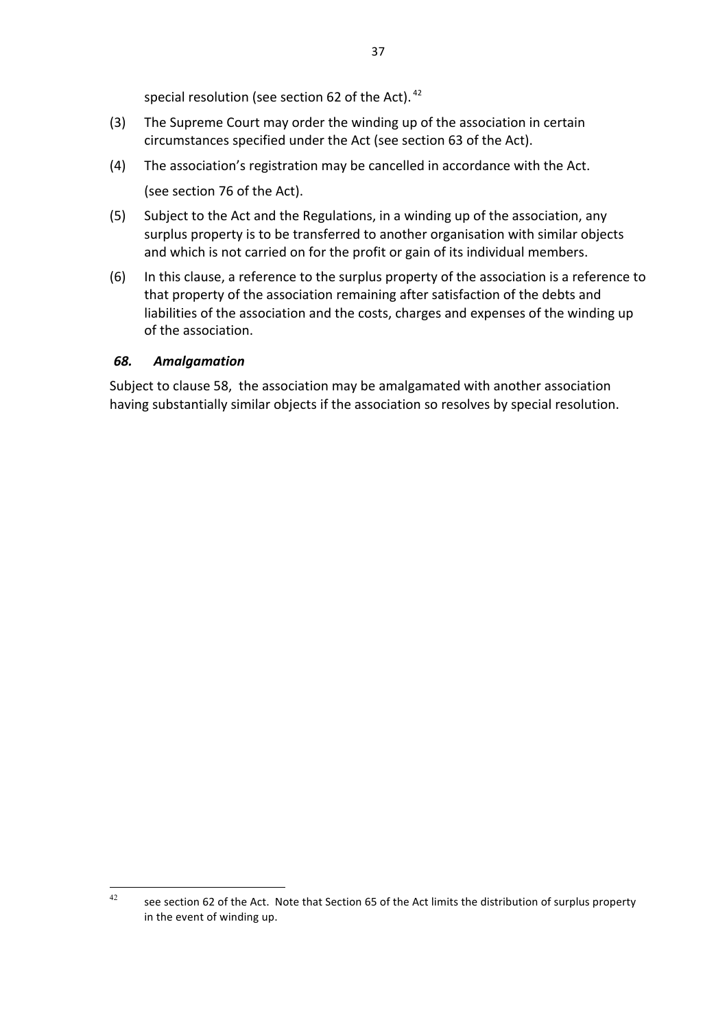special resolution (see section 62 of the Act).[42]

(3) The Supreme Court may order the winding up of the association in certain circumstances specified under the Act (see section 63 of the Act).

(4) The association's registration may be cancelled in accordance with the Act.

(see section 76 of the Act).

(5) Subject to the Act and the Regulations, in a winding up of the association, any surplus property is to be transferred to another organisation with similar objects and which is not carried on for the profit or gain of its individual members.

(6) In this clause, a reference to the surplus property of the association is a reference to that property of the association remaining after satisfaction of the debts and liabilities of the association and the costs, charges and expenses of the winding up of the association.

### *68. Amalgamation*

Subject to clause 58, the association may be amalgamated with another association having substantially similar objects if the association so resolves by special resolution.

---

[42] see section 62 of the Act. Note that Section 65 of the Act limits the distribution of surplus property in the event of winding up.